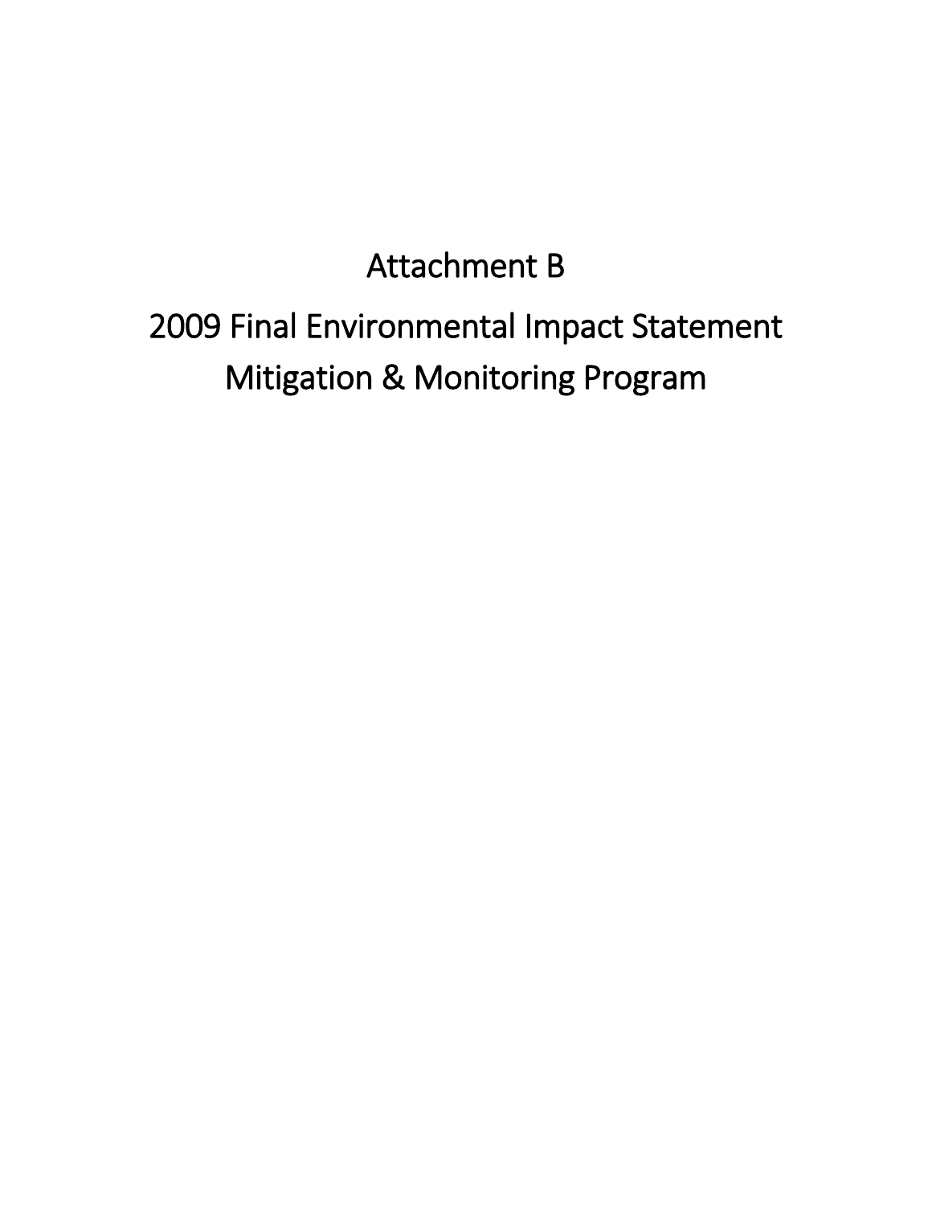# Attachment B

# 2009 Final Environmental Impact Statement Mitigation & Monitoring Program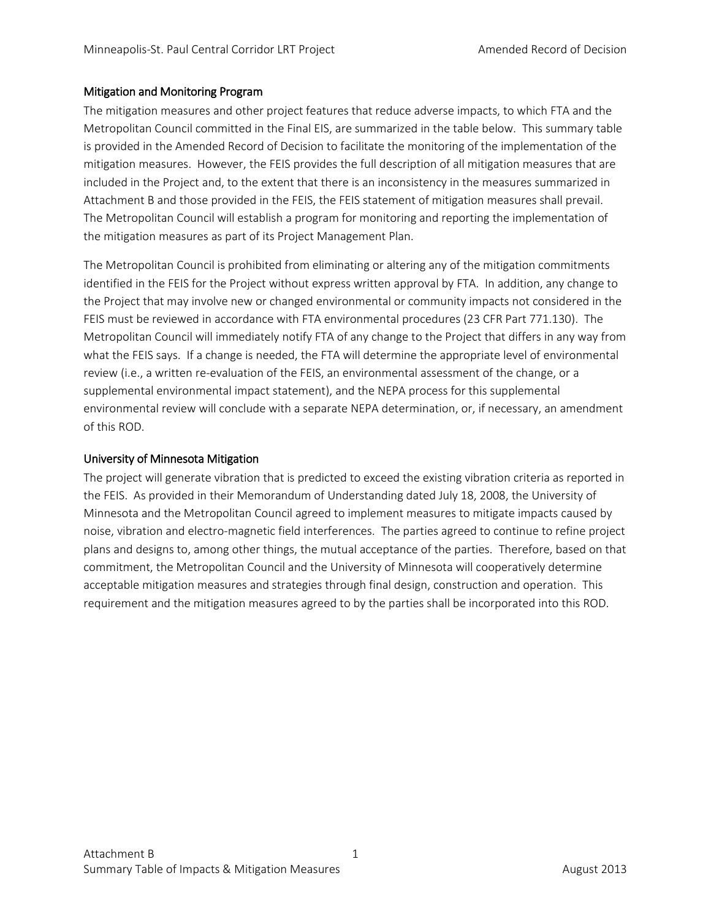## Mitigation and Monitoring Program

The mitigation measures and other project features that reduce adverse impacts, to which FTA and the Metropolitan Council committed in the Final EIS, are summarized in the table below. This summary table is provided in the Amended Record of Decision to facilitate the monitoring of the implementation of the mitigation measures. However, the FEIS provides the full description of all mitigation measures that are included in the Project and, to the extent that there is an inconsistency in the measures summarized in Attachment B and those provided in the FEIS, the FEIS statement of mitigation measures shall prevail. The Metropolitan Council will establish a program for monitoring and reporting the implementation of the mitigation measures as part of its Project Management Plan.

The Metropolitan Council is prohibited from eliminating or altering any of the mitigation commitments identified in the FEIS for the Project without express written approval by FTA. In addition, any change to the Project that may involve new or changed environmental or community impacts not considered in the FEIS must be reviewed in accordance with FTA environmental procedures (23 CFR Part 771.130). The Metropolitan Council will immediately notify FTA of any change to the Project that differs in any way from what the FEIS says. If a change is needed, the FTA will determine the appropriate level of environmental review (i.e., a written re-evaluation of the FEIS, an environmental assessment of the change, or a supplemental environmental impact statement), and the NEPA process for this supplemental environmental review will conclude with a separate NEPA determination, or, if necessary, an amendment of this ROD.

## University of Minnesota Mitigation

The project will generate vibration that is predicted to exceed the existing vibration criteria as reported in the FEIS. As provided in their Memorandum of Understanding dated July 18, 2008, the University of Minnesota and the Metropolitan Council agreed to implement measures to mitigate impacts caused by noise, vibration and electro-magnetic field interferences. The parties agreed to continue to refine project plans and designs to, among other things, the mutual acceptance of the parties. Therefore, based on that commitment, the Metropolitan Council and the University of Minnesota will cooperatively determine acceptable mitigation measures and strategies through final design, construction and operation. This requirement and the mitigation measures agreed to by the parties shall be incorporated into this ROD.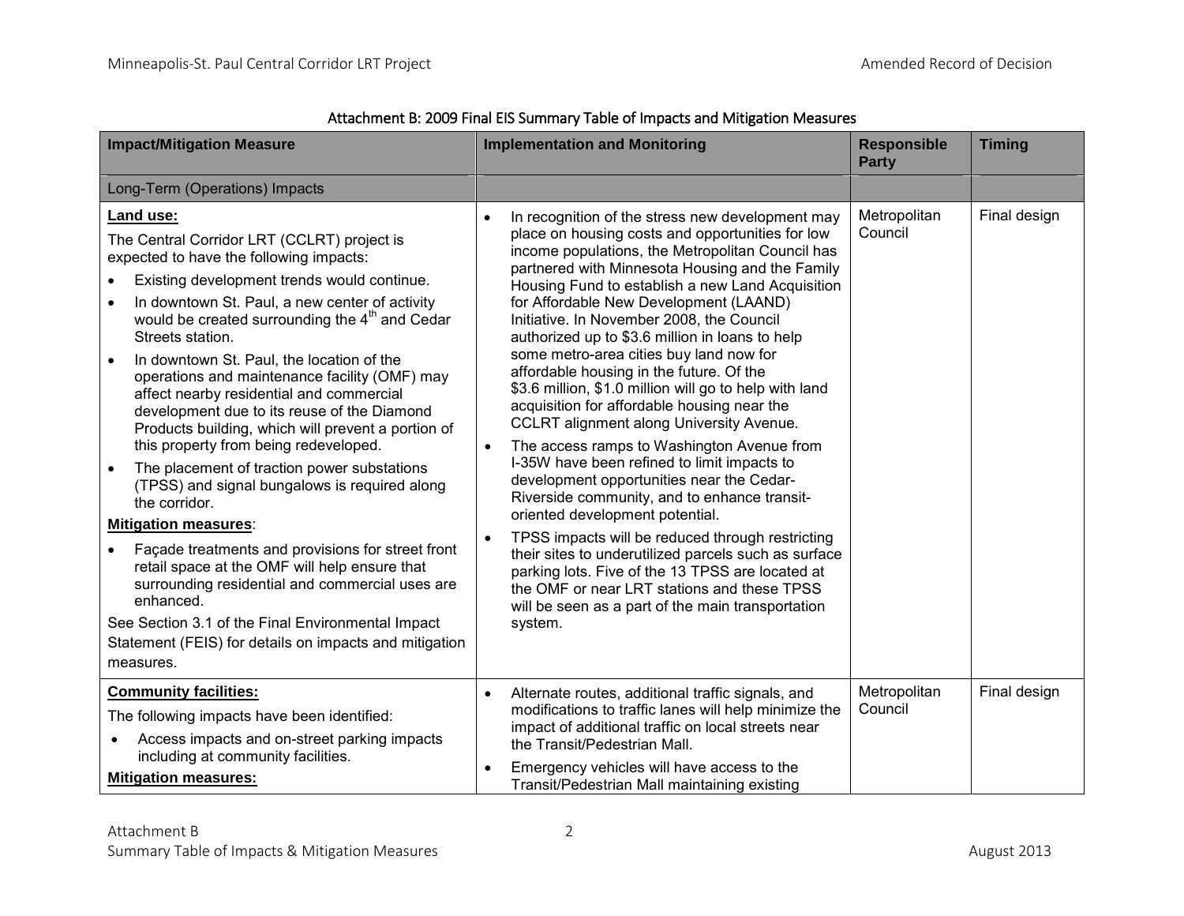Attachment B: 2009 Final EIS Summary Table of Impacts and Mitigation Measures

| Impact/Mitigation Measure | Implementation and Monitoring | Responsible Party | Timing |
|---|---|---|---|
| Long-Term (Operations) Impacts | | | |
| **Land use:**<br>The Central Corridor LRT (CCLRT) project is expected to have the following impacts:<br>• Existing development trends would continue.<br>• In downtown St. Paul, a new center of activity would be created surrounding the 4th and Cedar Streets station.<br>• In downtown St. Paul, the location of the operations and maintenance facility (OMF) may affect nearby residential and commercial development due to its reuse of the Diamond Products building, which will prevent a portion of this property from being redeveloped.<br>• The placement of traction power substations (TPSS) and signal bungalows is required along the corridor.<br>**Mitigation measures**:<br>• Façade treatments and provisions for street front retail space at the OMF will help ensure that surrounding residential and commercial uses are enhanced.<br>See Section 3.1 of the Final Environmental Impact Statement (FEIS) for details on impacts and mitigation measures. | • In recognition of the stress new development may place on housing costs and opportunities for low income populations, the Metropolitan Council has partnered with Minnesota Housing and the Family Housing Fund to establish a new Land Acquisition for Affordable New Development (LAAND) Initiative. In November 2008, the Council authorized up to $3.6 million in loans to help some metro-area cities buy land now for affordable housing in the future. Of the $3.6 million, $1.0 million will go to help with land acquisition for affordable housing near the CCLRT alignment along University Avenue.<br>• The access ramps to Washington Avenue from I-35W have been refined to limit impacts to development opportunities near the Cedar-Riverside community, and to enhance transit-oriented development potential.<br>• TPSS impacts will be reduced through restricting their sites to underutilized parcels such as surface parking lots. Five of the 13 TPSS are located at the OMF or near LRT stations and these TPSS will be seen as a part of the main transportation system. | Metropolitan Council | Final design |
| **Community facilities:**<br>The following impacts have been identified:<br>• Access impacts and on-street parking impacts including at community facilities.<br>**Mitigation measures:** | • Alternate routes, additional traffic signals, and modifications to traffic lanes will help minimize the impact of additional traffic on local streets near the Transit/Pedestrian Mall.<br>• Emergency vehicles will have access to the Transit/Pedestrian Mall maintaining existing | Metropolitan Council | Final design |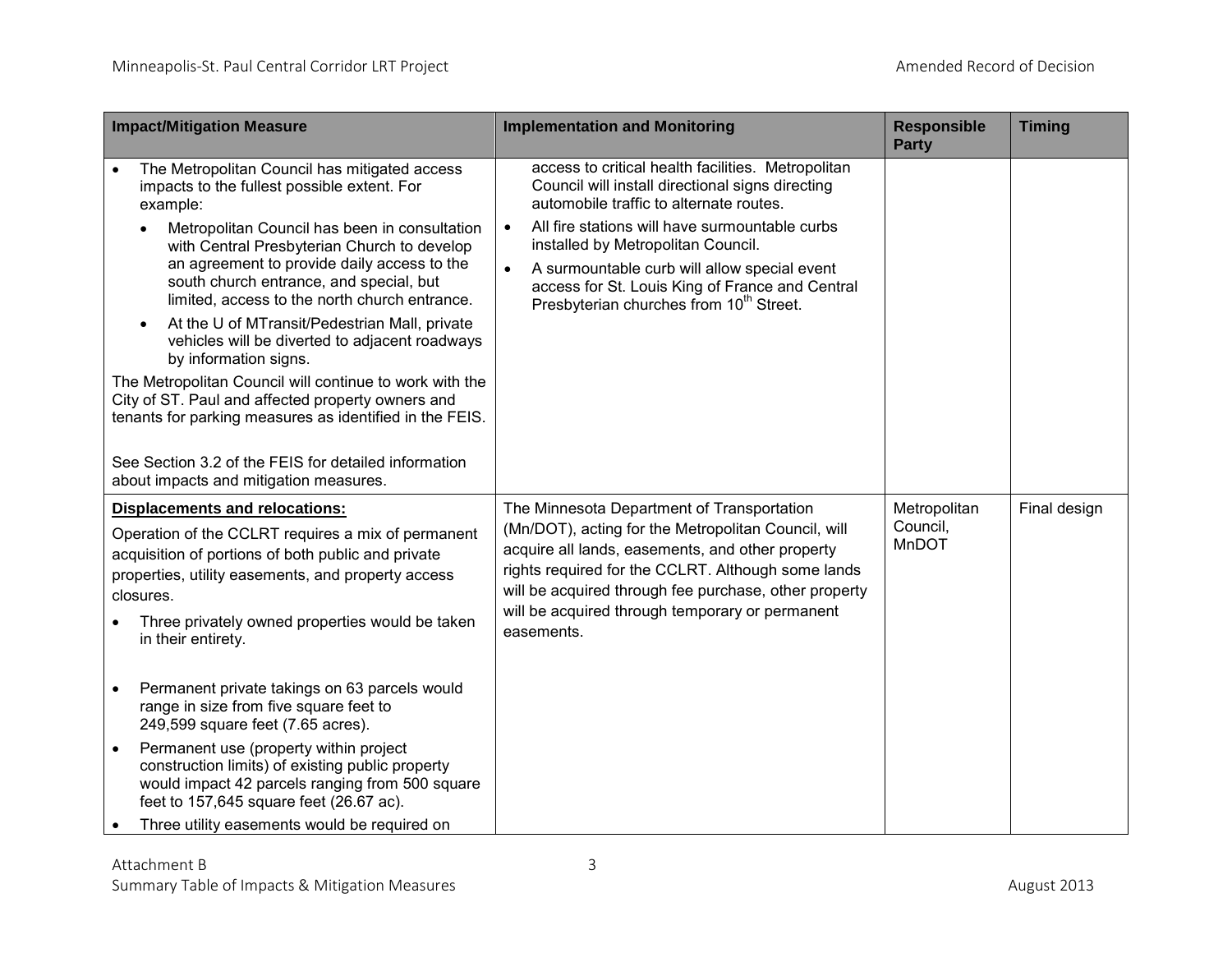| Impact/Mitigation Measure | Implementation and Monitoring | Responsible Party | Timing |
|---|---|---|---|
| • The Metropolitan Council has mitigated access impacts to the fullest possible extent. For example:<br>• Metropolitan Council has been in consultation with Central Presbyterian Church to develop an agreement to provide daily access to the south church entrance, and special, but limited, access to the north church entrance.<br>• At the U of MTransit/Pedestrian Mall, private vehicles will be diverted to adjacent roadways by information signs.<br>The Metropolitan Council will continue to work with the City of ST. Paul and affected property owners and tenants for parking measures as identified in the FEIS.<br><br>See Section 3.2 of the FEIS for detailed information about impacts and mitigation measures. | access to critical health facilities. Metropolitan Council will install directional signs directing automobile traffic to alternate routes.<br>• All fire stations will have surmountable curbs installed by Metropolitan Council.<br>• A surmountable curb will allow special event access for St. Louis King of France and Central Presbyterian churches from 10th Street. | | |
| **Displacements and relocations:**<br>Operation of the CCLRT requires a mix of permanent acquisition of portions of both public and private properties, utility easements, and property access closures.<br>• Three privately owned properties would be taken in their entirety.<br>• Permanent private takings on 63 parcels would range in size from five square feet to 249,599 square feet (7.65 acres).<br>• Permanent use (property within project construction limits) of existing public property would impact 42 parcels ranging from 500 square feet to 157,645 square feet (26.67 ac).<br>• Three utility easements would be required on | The Minnesota Department of Transportation (Mn/DOT), acting for the Metropolitan Council, will acquire all lands, easements, and other property rights required for the CCLRT. Although some lands will be acquired through fee purchase, other property will be acquired through temporary or permanent easements. | Metropolitan Council, MnDOT | Final design |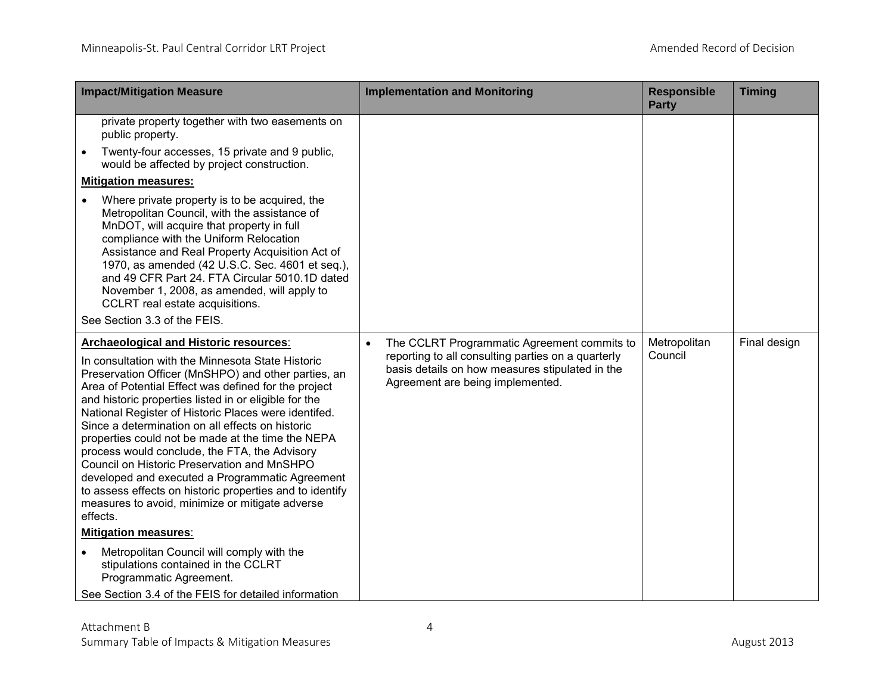| Impact/Mitigation Measure | Implementation and Monitoring | Responsible Party | Timing |
|---|---|---|---|
| private property together with two easements on public property.<br>• Twenty-four accesses, 15 private and 9 public, would be affected by project construction.<br>**Mitigation measures:**<br>• Where private property is to be acquired, the Metropolitan Council, with the assistance of MnDOT, will acquire that property in full compliance with the Uniform Relocation Assistance and Real Property Acquisition Act of 1970, as amended (42 U.S.C. Sec. 4601 et seq.), and 49 CFR Part 24. FTA Circular 5010.1D dated November 1, 2008, as amended, will apply to CCLRT real estate acquisitions.<br>See Section 3.3 of the FEIS. | | | |
| **Archaeological and Historic resources**:<br>In consultation with the Minnesota State Historic Preservation Officer (MnSHPO) and other parties, an Area of Potential Effect was defined for the project and historic properties listed in or eligible for the National Register of Historic Places were identifed. Since a determination on all effects on historic properties could not be made at the time the NEPA process would conclude, the FTA, the Advisory Council on Historic Preservation and MnSHPO developed and executed a Programmatic Agreement to assess effects on historic properties and to identify measures to avoid, minimize or mitigate adverse effects.<br>**Mitigation measures**:<br>• Metropolitan Council will comply with the stipulations contained in the CCLRT Programmatic Agreement.<br>See Section 3.4 of the FEIS for detailed information | • The CCLRT Programmatic Agreement commits to reporting to all consulting parties on a quarterly basis details on how measures stipulated in the Agreement are being implemented. | Metropolitan Council | Final design |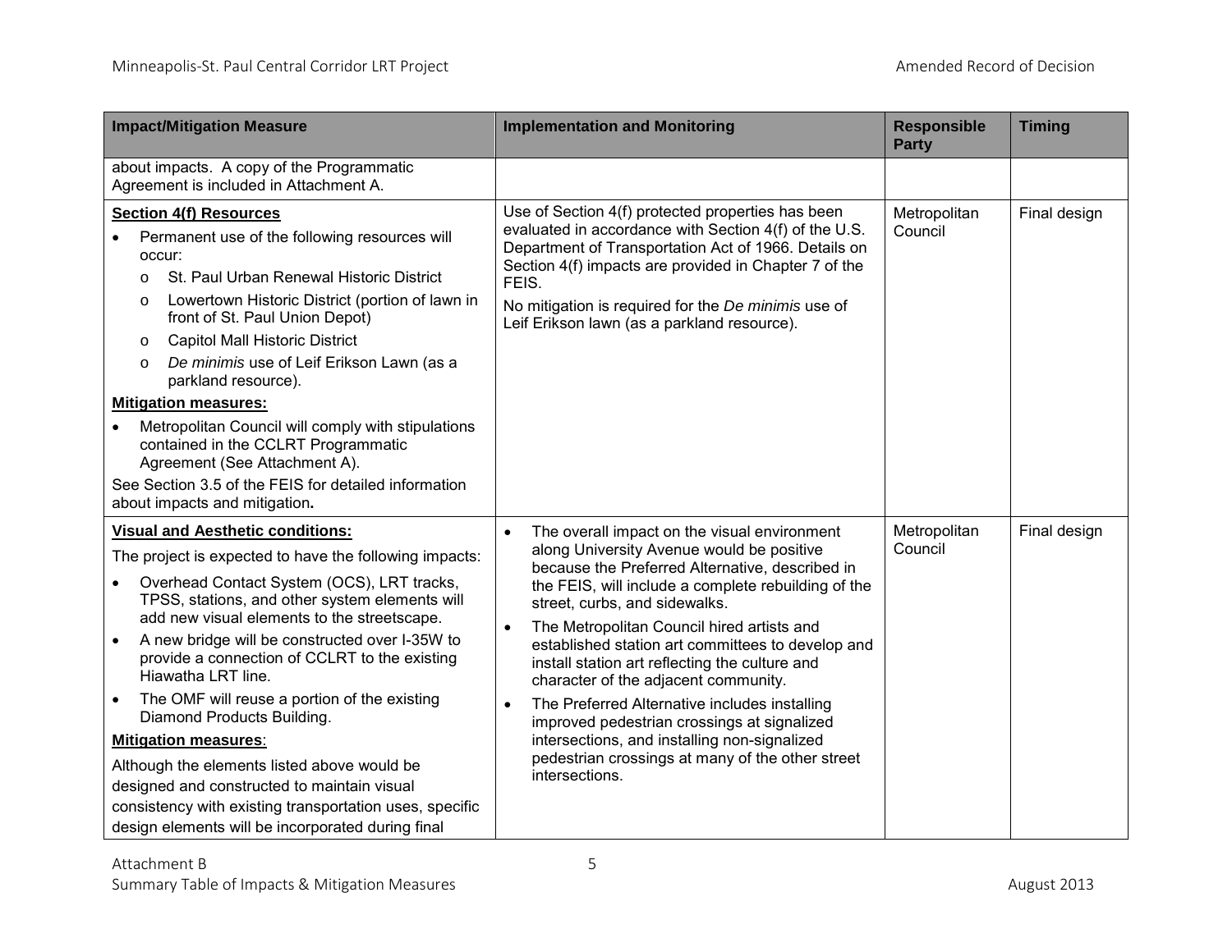| Impact/Mitigation Measure | Implementation and Monitoring | Responsible Party | Timing |
|---|---|---|---|
| about impacts. A copy of the Programmatic Agreement is included in Attachment A. | | | |
| **Section 4(f) Resources**<br>• Permanent use of the following resources will occur:<br>o St. Paul Urban Renewal Historic District<br>o Lowertown Historic District (portion of lawn in front of St. Paul Union Depot)<br>o Capitol Mall Historic District<br>o *De minimis* use of Leif Erikson Lawn (as a parkland resource).<br>**Mitigation measures:**<br>• Metropolitan Council will comply with stipulations contained in the CCLRT Programmatic Agreement (See Attachment A).<br>See Section 3.5 of the FEIS for detailed information about impacts and mitigation**.** | Use of Section 4(f) protected properties has been evaluated in accordance with Section 4(f) of the U.S. Department of Transportation Act of 1966. Details on Section 4(f) impacts are provided in Chapter 7 of the FEIS.<br>No mitigation is required for the *De minimis* use of Leif Erikson lawn (as a parkland resource). | Metropolitan Council | Final design |
| **Visual and Aesthetic conditions:**<br>The project is expected to have the following impacts:<br>• Overhead Contact System (OCS), LRT tracks, TPSS, stations, and other system elements will add new visual elements to the streetscape.<br>• A new bridge will be constructed over I-35W to provide a connection of CCLRT to the existing Hiawatha LRT line.<br>• The OMF will reuse a portion of the existing Diamond Products Building.<br>**Mitigation measures**:<br>Although the elements listed above would be designed and constructed to maintain visual consistency with existing transportation uses, specific design elements will be incorporated during final | • The overall impact on the visual environment along University Avenue would be positive because the Preferred Alternative, described in the FEIS, will include a complete rebuilding of the street, curbs, and sidewalks.<br>• The Metropolitan Council hired artists and established station art committees to develop and install station art reflecting the culture and character of the adjacent community.<br>• The Preferred Alternative includes installing improved pedestrian crossings at signalized intersections, and installing non-signalized pedestrian crossings at many of the other street intersections. | Metropolitan Council | Final design |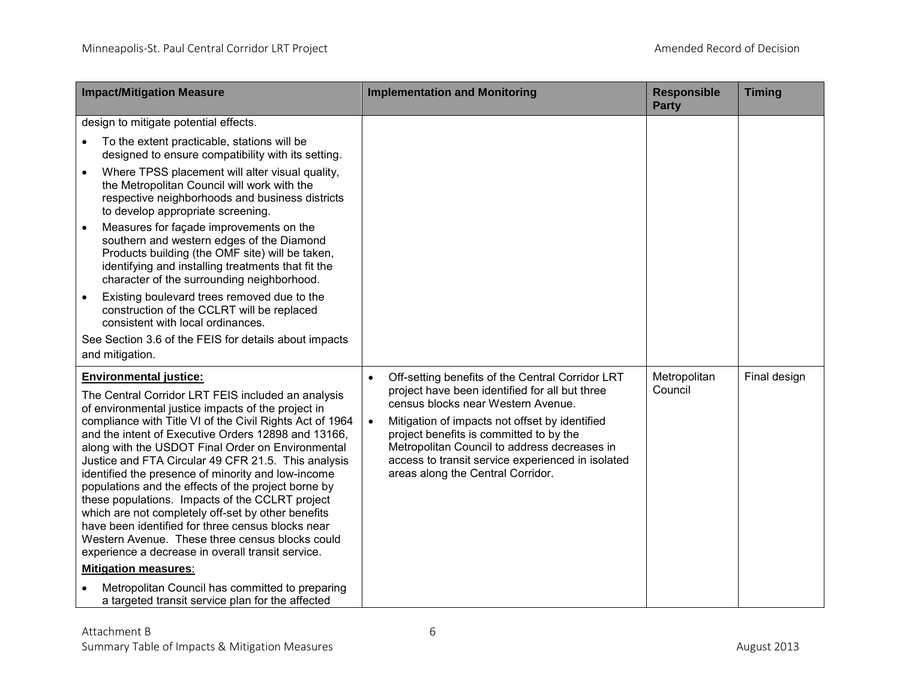| Impact/Mitigation Measure | Implementation and Monitoring | Responsible Party | Timing |
|---|---|---|---|
| design to mitigate potential effects.<br>• To the extent practicable, stations will be designed to ensure compatibility with its setting.<br>• Where TPSS placement will alter visual quality, the Metropolitan Council will work with the respective neighborhoods and business districts to develop appropriate screening.<br>• Measures for façade improvements on the southern and western edges of the Diamond Products building (the OMF site) will be taken, identifying and installing treatments that fit the character of the surrounding neighborhood.<br>• Existing boulevard trees removed due to the construction of the CCLRT will be replaced consistent with local ordinances.<br>See Section 3.6 of the FEIS for details about impacts and mitigation. | | | |
| **Environmental justice:**<br>The Central Corridor LRT FEIS included an analysis of environmental justice impacts of the project in compliance with Title VI of the Civil Rights Act of 1964 and the intent of Executive Orders 12898 and 13166, along with the USDOT Final Order on Environmental Justice and FTA Circular 49 CFR 21.5. This analysis identified the presence of minority and low-income populations and the effects of the project borne by these populations. Impacts of the CCLRT project which are not completely off-set by other benefits have been identified for three census blocks near Western Avenue. These three census blocks could experience a decrease in overall transit service.<br>**Mitigation measures**:<br>• Metropolitan Council has committed to preparing a targeted transit service plan for the affected | • Off-setting benefits of the Central Corridor LRT project have been identified for all but three census blocks near Western Avenue.<br>• Mitigation of impacts not offset by identified project benefits is committed to by the Metropolitan Council to address decreases in access to transit service experienced in isolated areas along the Central Corridor. | Metropolitan Council | Final design |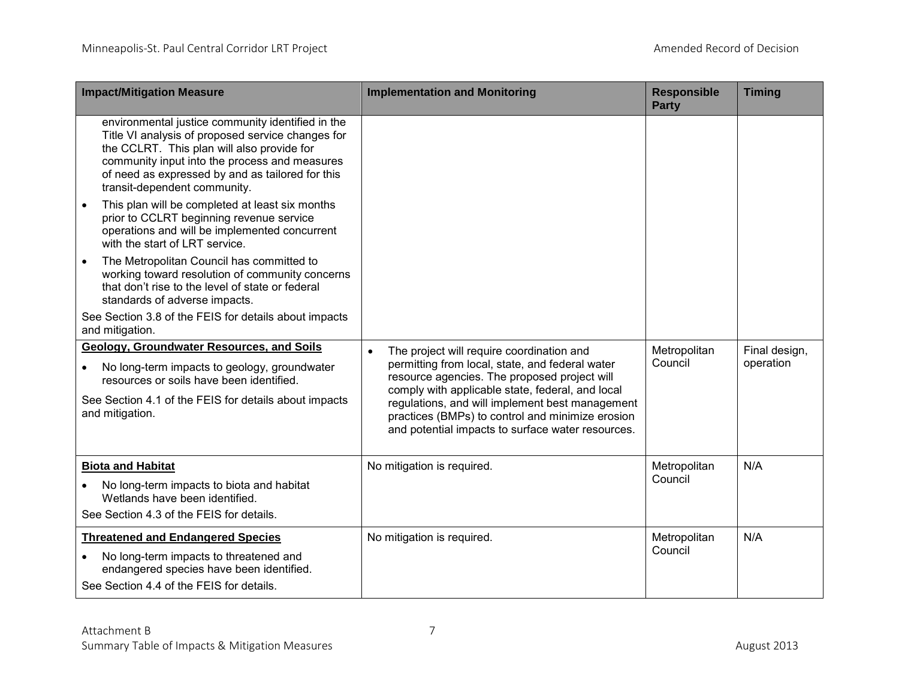| Impact/Mitigation Measure | Implementation and Monitoring | Responsible Party | Timing |
|---|---|---|---|
| environmental justice community identified in the Title VI analysis of proposed service changes for the CCLRT. This plan will also provide for community input into the process and measures of need as expressed by and as tailored for this transit-dependent community.<br>• This plan will be completed at least six months prior to CCLRT beginning revenue service operations and will be implemented concurrent with the start of LRT service.<br>• The Metropolitan Council has committed to working toward resolution of community concerns that don't rise to the level of state or federal standards of adverse impacts.<br>See Section 3.8 of the FEIS for details about impacts and mitigation. | | | |
| **Geology, Groundwater Resources, and Soils**<br>• No long-term impacts to geology, groundwater resources or soils have been identified.<br>See Section 4.1 of the FEIS for details about impacts and mitigation. | • The project will require coordination and permitting from local, state, and federal water resource agencies. The proposed project will comply with applicable state, federal, and local regulations, and will implement best management practices (BMPs) to control and minimize erosion and potential impacts to surface water resources. | Metropolitan Council | Final design, operation |
| **Biota and Habitat**<br>• No long-term impacts to biota and habitat Wetlands have been identified.<br>See Section 4.3 of the FEIS for details. | No mitigation is required. | Metropolitan Council | N/A |
| **Threatened and Endangered Species**<br>• No long-term impacts to threatened and endangered species have been identified.<br>See Section 4.4 of the FEIS for details. | No mitigation is required. | Metropolitan Council | N/A |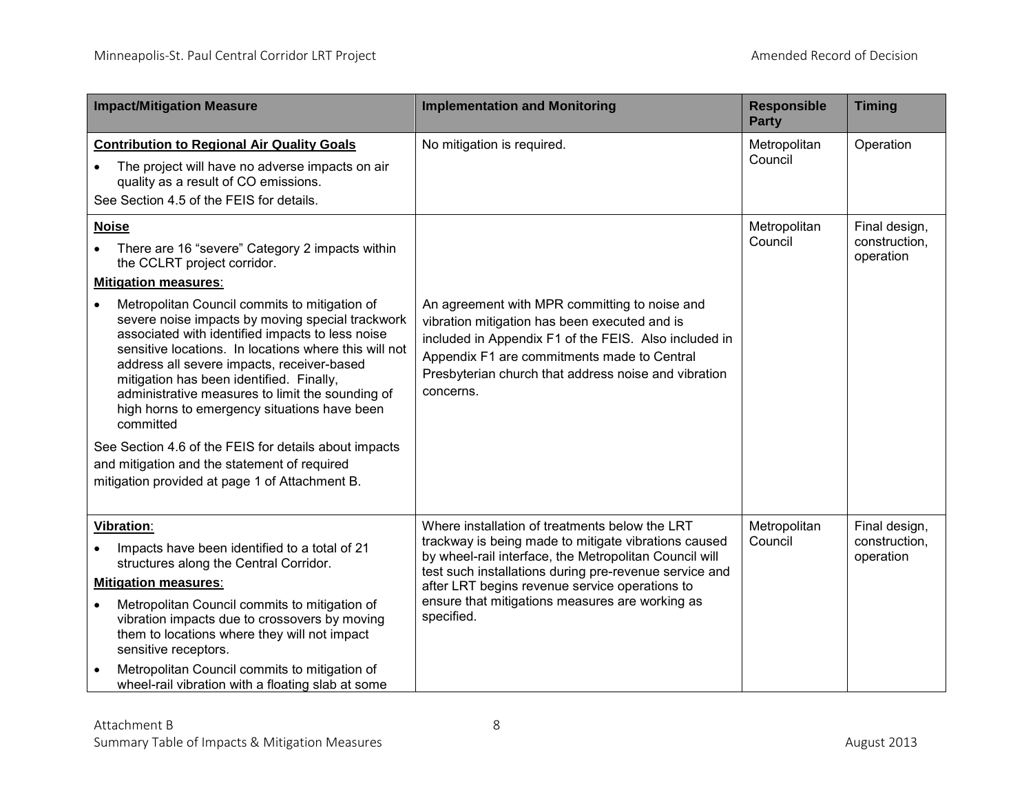| Impact/Mitigation Measure | Implementation and Monitoring | Responsible Party | Timing |
|---|---|---|---|
| **Contribution to Regional Air Quality Goals**<br>• The project will have no adverse impacts on air quality as a result of CO emissions.<br>See Section 4.5 of the FEIS for details. | No mitigation is required. | Metropolitan Council | Operation |
| **Noise**<br>• There are 16 "severe" Category 2 impacts within the CCLRT project corridor.<br>**Mitigation measures**:<br>• Metropolitan Council commits to mitigation of severe noise impacts by moving special trackwork associated with identified impacts to less noise sensitive locations. In locations where this will not address all severe impacts, receiver-based mitigation has been identified. Finally, administrative measures to limit the sounding of high horns to emergency situations have been committed<br>See Section 4.6 of the FEIS for details about impacts and mitigation and the statement of required mitigation provided at page 1 of Attachment B. | An agreement with MPR committing to noise and vibration mitigation has been executed and is included in Appendix F1 of the FEIS. Also included in Appendix F1 are commitments made to Central Presbyterian church that address noise and vibration concerns. | Metropolitan Council | Final design, construction, operation |
| **Vibration**:<br>• Impacts have been identified to a total of 21 structures along the Central Corridor.<br>**Mitigation measures**:<br>• Metropolitan Council commits to mitigation of vibration impacts due to crossovers by moving them to locations where they will not impact sensitive receptors.<br>• Metropolitan Council commits to mitigation of wheel-rail vibration with a floating slab at some | Where installation of treatments below the LRT trackway is being made to mitigate vibrations caused by wheel-rail interface, the Metropolitan Council will test such installations during pre-revenue service and after LRT begins revenue service operations to ensure that mitigations measures are working as specified. | Metropolitan Council | Final design, construction, operation |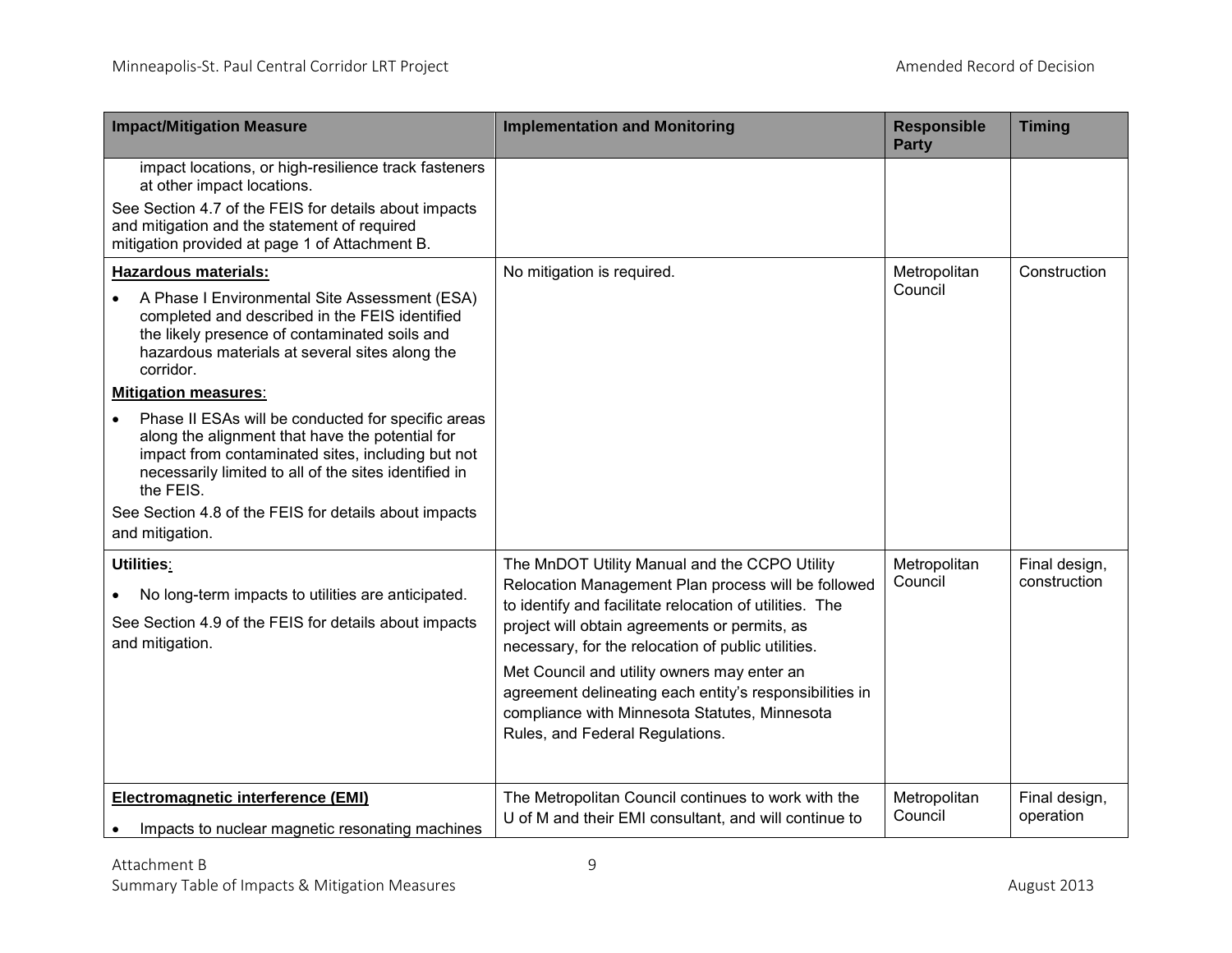| Impact/Mitigation Measure | Implementation and Monitoring | Responsible Party | Timing |
|---|---|---|---|
| impact locations, or high-resilience track fasteners at other impact locations.<br><br>See Section 4.7 of the FEIS for details about impacts and mitigation and the statement of required mitigation provided at page 1 of Attachment B. | | | |
| **Hazardous materials:**<br><br>• A Phase I Environmental Site Assessment (ESA) completed and described in the FEIS identified the likely presence of contaminated soils and hazardous materials at several sites along the corridor.<br><br>**Mitigation measures**:<br><br>• Phase II ESAs will be conducted for specific areas along the alignment that have the potential for impact from contaminated sites, including but not necessarily limited to all of the sites identified in the FEIS.<br><br>See Section 4.8 of the FEIS for details about impacts and mitigation. | No mitigation is required. | Metropolitan Council | Construction |
| **Utilities**:<br><br>• No long-term impacts to utilities are anticipated.<br><br>See Section 4.9 of the FEIS for details about impacts and mitigation. | The MnDOT Utility Manual and the CCPO Utility Relocation Management Plan process will be followed to identify and facilitate relocation of utilities. The project will obtain agreements or permits, as necessary, for the relocation of public utilities.<br><br>Met Council and utility owners may enter an agreement delineating each entity's responsibilities in compliance with Minnesota Statutes, Minnesota Rules, and Federal Regulations. | Metropolitan Council | Final design, construction |
| **Electromagnetic interference (EMI)**<br><br>• Impacts to nuclear magnetic resonating machines | The Metropolitan Council continues to work with the U of M and their EMI consultant, and will continue to | Metropolitan Council | Final design, operation |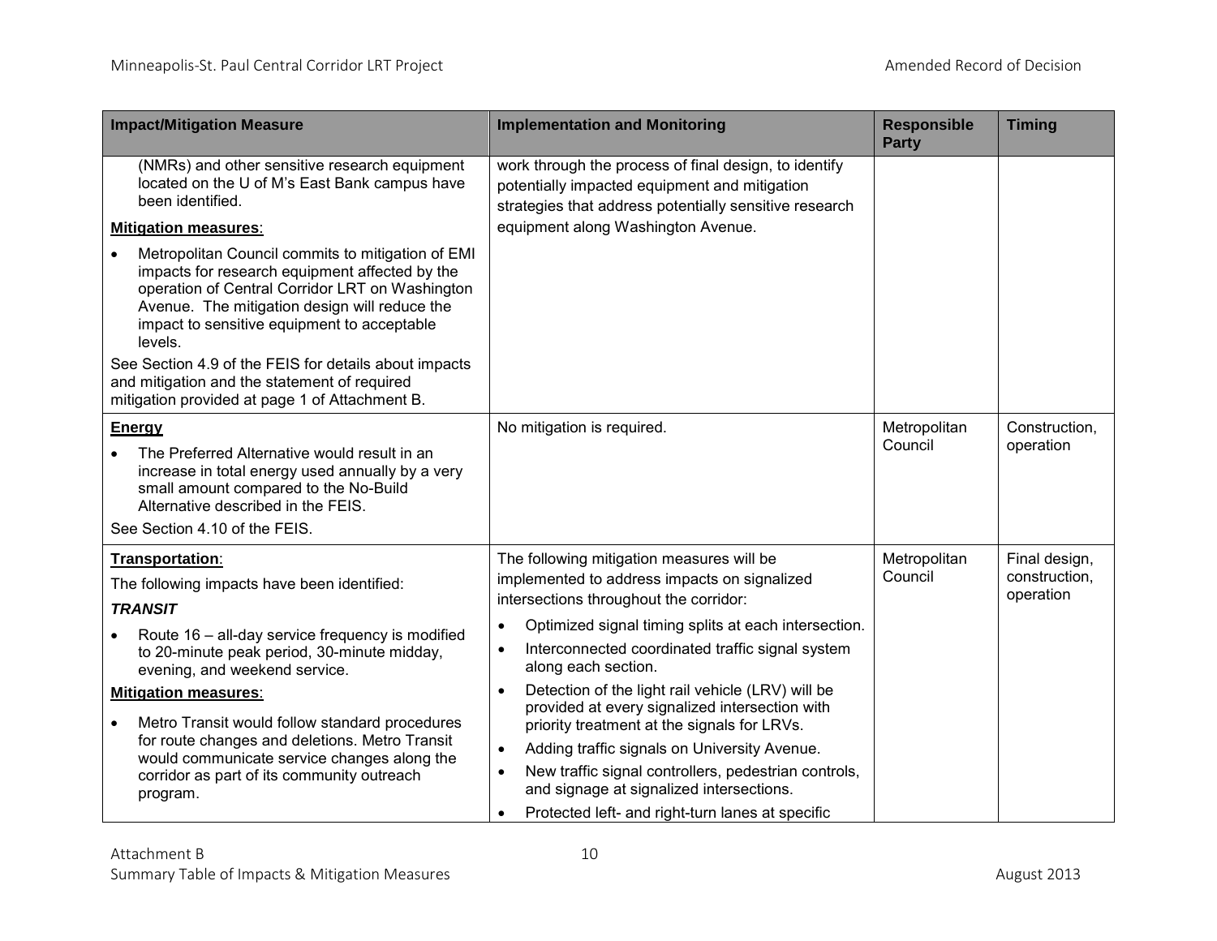| Impact/Mitigation Measure | Implementation and Monitoring | Responsible Party | Timing |
|---|---|---|---|
| (NMRs) and other sensitive research equipment located on the U of M's East Bank campus have been identified.<br>**Mitigation measures**:<br>• Metropolitan Council commits to mitigation of EMI impacts for research equipment affected by the operation of Central Corridor LRT on Washington Avenue. The mitigation design will reduce the impact to sensitive equipment to acceptable levels.<br>See Section 4.9 of the FEIS for details about impacts and mitigation and the statement of required mitigation provided at page 1 of Attachment B. | work through the process of final design, to identify potentially impacted equipment and mitigation strategies that address potentially sensitive research equipment along Washington Avenue. | | |
| **Energy**<br>• The Preferred Alternative would result in an increase in total energy used annually by a very small amount compared to the No-Build Alternative described in the FEIS.<br>See Section 4.10 of the FEIS. | No mitigation is required. | Metropolitan Council | Construction, operation |
| **Transportation**:<br>The following impacts have been identified:<br>***TRANSIT***<br>• Route 16 – all-day service frequency is modified to 20-minute peak period, 30-minute midday, evening, and weekend service.<br>**Mitigation measures**:<br>• Metro Transit would follow standard procedures for route changes and deletions. Metro Transit would communicate service changes along the corridor as part of its community outreach program. | The following mitigation measures will be implemented to address impacts on signalized intersections throughout the corridor:<br>• Optimized signal timing splits at each intersection.<br>• Interconnected coordinated traffic signal system along each section.<br>• Detection of the light rail vehicle (LRV) will be provided at every signalized intersection with priority treatment at the signals for LRVs.<br>• Adding traffic signals on University Avenue.<br>• New traffic signal controllers, pedestrian controls, and signage at signalized intersections.<br>• Protected left- and right-turn lanes at specific | Metropolitan Council | Final design, construction, operation |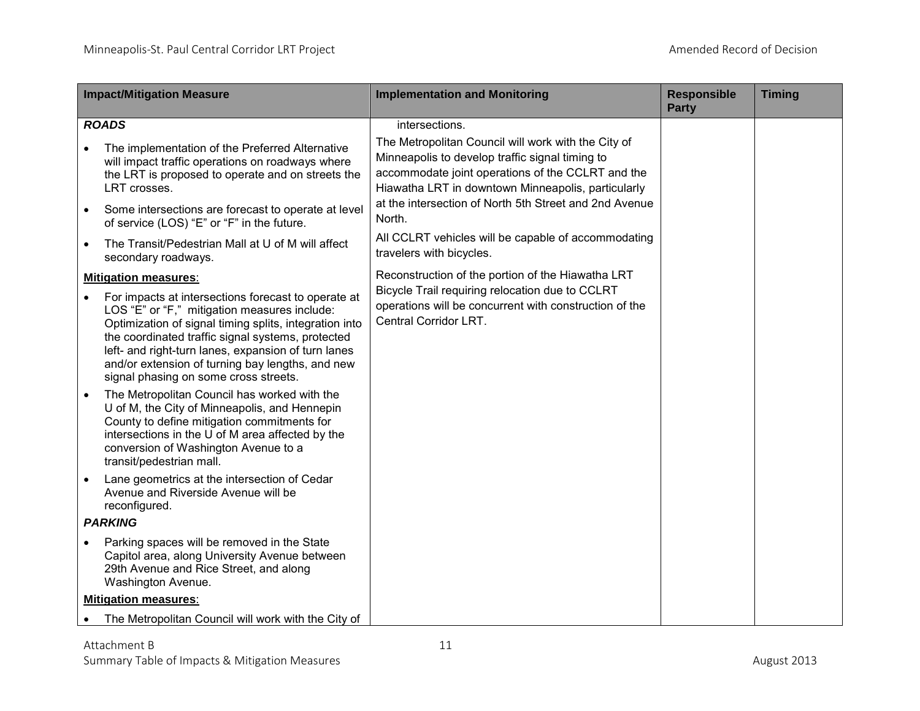| Impact/Mitigation Measure | Implementation and Monitoring | Responsible Party | Timing |
|---|---|---|---|
| ***ROADS***<br>• The implementation of the Preferred Alternative will impact traffic operations on roadways where the LRT is proposed to operate and on streets the LRT crosses.<br>• Some intersections are forecast to operate at level of service (LOS) "E" or "F" in the future.<br>• The Transit/Pedestrian Mall at U of M will affect secondary roadways.<br>**Mitigation measures**:<br>• For impacts at intersections forecast to operate at LOS "E" or "F," mitigation measures include: Optimization of signal timing splits, integration into the coordinated traffic signal systems, protected left- and right-turn lanes, expansion of turn lanes and/or extension of turning bay lengths, and new signal phasing on some cross streets.<br>• The Metropolitan Council has worked with the U of M, the City of Minneapolis, and Hennepin County to define mitigation commitments for intersections in the U of M area affected by the conversion of Washington Avenue to a transit/pedestrian mall.<br>• Lane geometrics at the intersection of Cedar Avenue and Riverside Avenue will be reconfigured.<br>***PARKING***<br>• Parking spaces will be removed in the State Capitol area, along University Avenue between 29th Avenue and Rice Street, and along Washington Avenue.<br>**Mitigation measures**:<br>• The Metropolitan Council will work with the City of | intersections.<br>The Metropolitan Council will work with the City of Minneapolis to develop traffic signal timing to accommodate joint operations of the CCLRT and the Hiawatha LRT in downtown Minneapolis, particularly at the intersection of North 5th Street and 2nd Avenue North.<br>All CCLRT vehicles will be capable of accommodating travelers with bicycles.<br>Reconstruction of the portion of the Hiawatha LRT Bicycle Trail requiring relocation due to CCLRT operations will be concurrent with construction of the Central Corridor LRT. | | |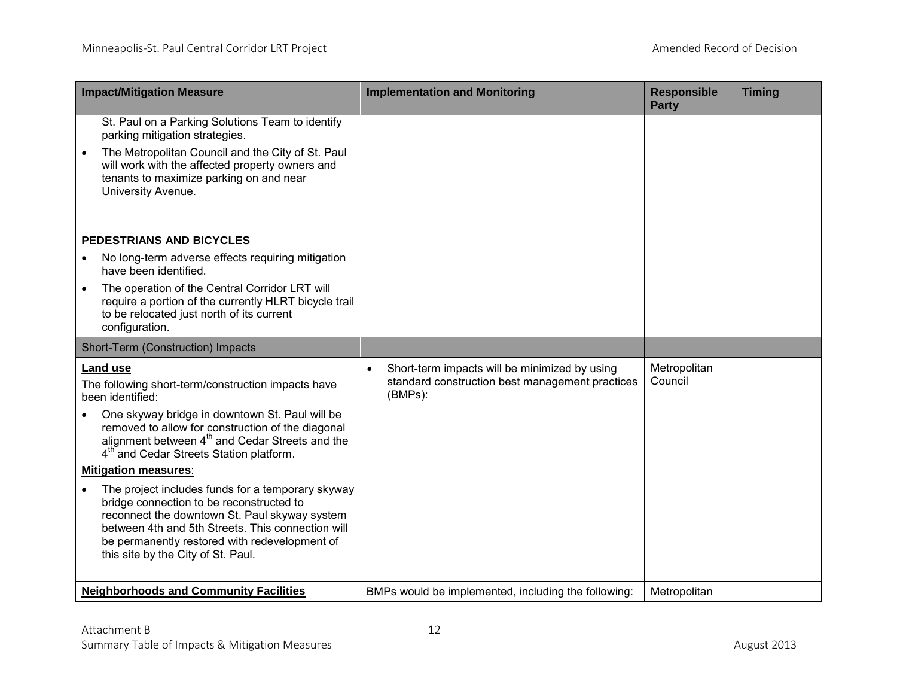| Impact/Mitigation Measure | Implementation and Monitoring | Responsible Party | Timing |
|---|---|---|---|
| St. Paul on a Parking Solutions Team to identify parking mitigation strategies.<br>• The Metropolitan Council and the City of St. Paul will work with the affected property owners and tenants to maximize parking on and near University Avenue.<br><br>**PEDESTRIANS AND BICYCLES**<br>• No long-term adverse effects requiring mitigation have been identified.<br>• The operation of the Central Corridor LRT will require a portion of the currently HLRT bicycle trail to be relocated just north of its current configuration. | | | |
| Short-Term (Construction) Impacts | | | |
| **Land use**<br>The following short-term/construction impacts have been identified:<br>• One skyway bridge in downtown St. Paul will be removed to allow for construction of the diagonal alignment between 4th and Cedar Streets and the 4th and Cedar Streets Station platform.<br>**Mitigation measures**:<br>• The project includes funds for a temporary skyway bridge connection to be reconstructed to reconnect the downtown St. Paul skyway system between 4th and 5th Streets. This connection will be permanently restored with redevelopment of this site by the City of St. Paul. | • Short-term impacts will be minimized by using standard construction best management practices (BMPs): | Metropolitan Council | |
| **Neighborhoods and Community Facilities** | BMPs would be implemented, including the following: | Metropolitan | |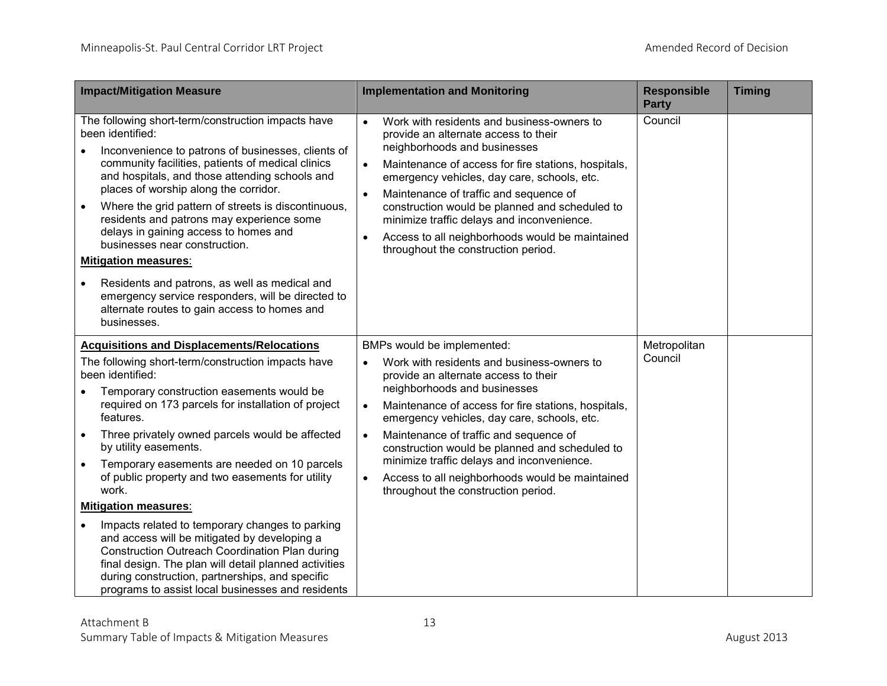| Impact/Mitigation Measure | Implementation and Monitoring | Responsible Party | Timing |
|---|---|---|---|
| The following short-term/construction impacts have been identified:<br>• Inconvenience to patrons of businesses, clients of community facilities, patients of medical clinics and hospitals, and those attending schools and places of worship along the corridor.<br>• Where the grid pattern of streets is discontinuous, residents and patrons may experience some delays in gaining access to homes and businesses near construction.<br>**Mitigation measures**:<br>• Residents and patrons, as well as medical and emergency service responders, will be directed to alternate routes to gain access to homes and businesses. | • Work with residents and business-owners to provide an alternate access to their neighborhoods and businesses<br>• Maintenance of access for fire stations, hospitals, emergency vehicles, day care, schools, etc.<br>• Maintenance of traffic and sequence of construction would be planned and scheduled to minimize traffic delays and inconvenience.<br>• Access to all neighborhoods would be maintained throughout the construction period. | Council | |
| **Acquisitions and Displacements/Relocations**<br>The following short-term/construction impacts have been identified:<br>• Temporary construction easements would be required on 173 parcels for installation of project features.<br>• Three privately owned parcels would be affected by utility easements.<br>• Temporary easements are needed on 10 parcels of public property and two easements for utility work.<br>**Mitigation measures**:<br>• Impacts related to temporary changes to parking and access will be mitigated by developing a Construction Outreach Coordination Plan during final design. The plan will detail planned activities during construction, partnerships, and specific programs to assist local businesses and residents | BMPs would be implemented:<br>• Work with residents and business-owners to provide an alternate access to their neighborhoods and businesses<br>• Maintenance of access for fire stations, hospitals, emergency vehicles, day care, schools, etc.<br>• Maintenance of traffic and sequence of construction would be planned and scheduled to minimize traffic delays and inconvenience.<br>• Access to all neighborhoods would be maintained throughout the construction period. | Metropolitan Council | |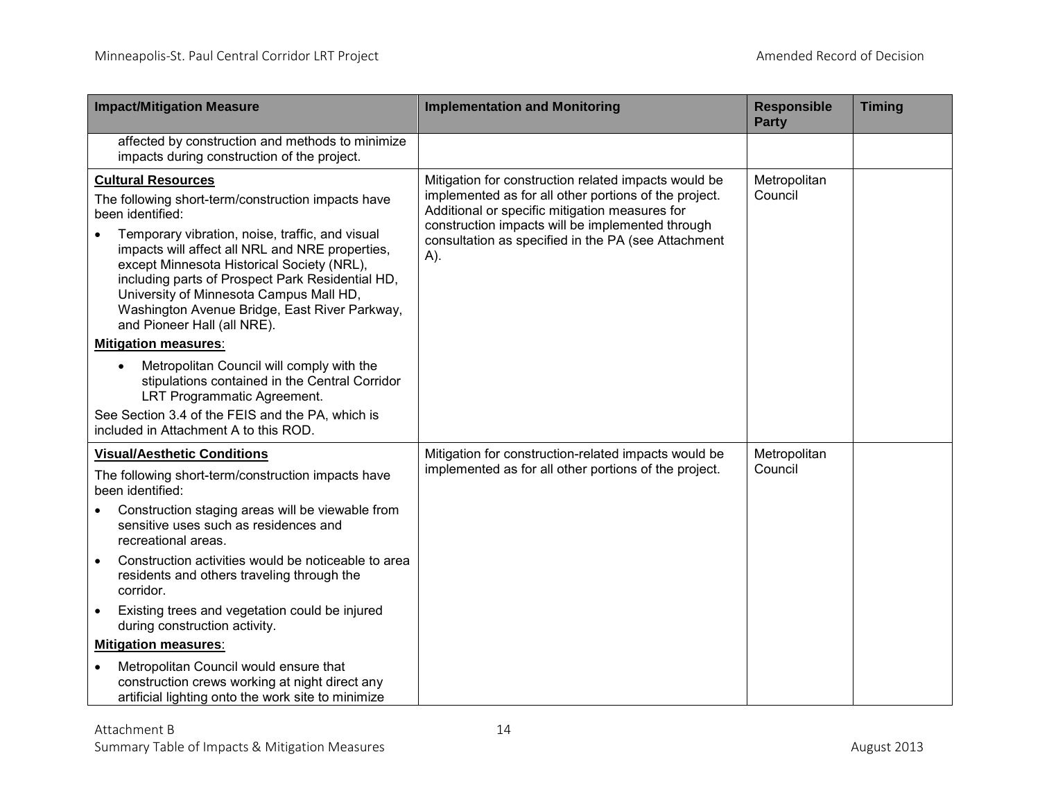| Impact/Mitigation Measure | Implementation and Monitoring | Responsible Party | Timing |
|---|---|---|---|
| affected by construction and methods to minimize impacts during construction of the project. | | | |
| **Cultural Resources**<br>The following short-term/construction impacts have been identified:<br>• Temporary vibration, noise, traffic, and visual impacts will affect all NRL and NRE properties, except Minnesota Historical Society (NRL), including parts of Prospect Park Residential HD, University of Minnesota Campus Mall HD, Washington Avenue Bridge, East River Parkway, and Pioneer Hall (all NRE).<br>**Mitigation measures**:<br>• Metropolitan Council will comply with the stipulations contained in the Central Corridor LRT Programmatic Agreement.<br>See Section 3.4 of the FEIS and the PA, which is included in Attachment A to this ROD. | Mitigation for construction related impacts would be implemented as for all other portions of the project. Additional or specific mitigation measures for construction impacts will be implemented through consultation as specified in the PA (see Attachment A). | Metropolitan Council | |
| **Visual/Aesthetic Conditions**<br>The following short-term/construction impacts have been identified:<br>• Construction staging areas will be viewable from sensitive uses such as residences and recreational areas.<br>• Construction activities would be noticeable to area residents and others traveling through the corridor.<br>• Existing trees and vegetation could be injured during construction activity.<br>**Mitigation measures**:<br>• Metropolitan Council would ensure that construction crews working at night direct any artificial lighting onto the work site to minimize | Mitigation for construction-related impacts would be implemented as for all other portions of the project. | Metropolitan Council | |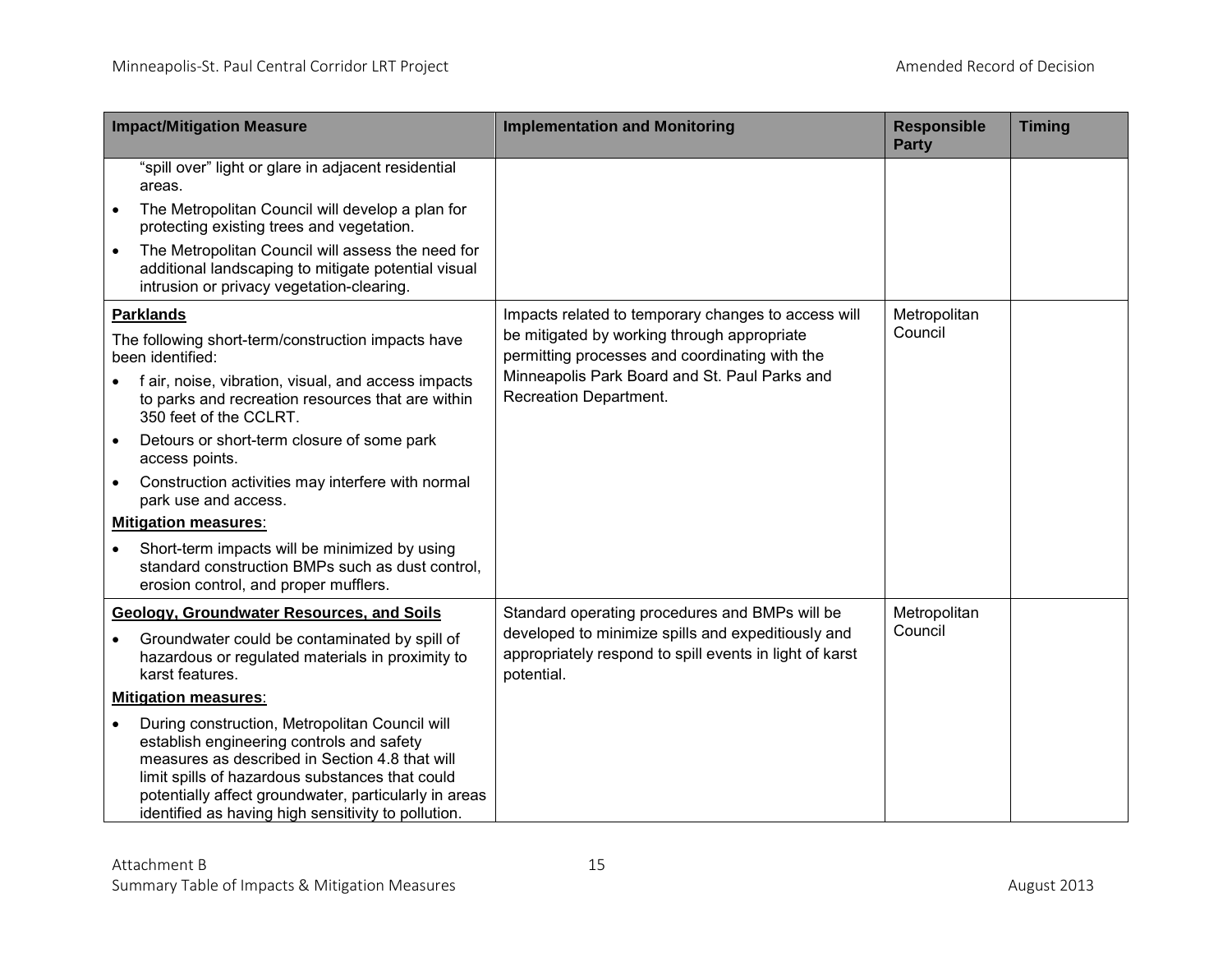| Impact/Mitigation Measure | Implementation and Monitoring | Responsible Party | Timing |
|---|---|---|---|
| "spill over" light or glare in adjacent residential areas.<br>• The Metropolitan Council will develop a plan for protecting existing trees and vegetation.<br>• The Metropolitan Council will assess the need for additional landscaping to mitigate potential visual intrusion or privacy vegetation-clearing. | | | |
| **Parklands**<br>The following short-term/construction impacts have been identified:<br>• f air, noise, vibration, visual, and access impacts to parks and recreation resources that are within 350 feet of the CCLRT.<br>• Detours or short-term closure of some park access points.<br>• Construction activities may interfere with normal park use and access.<br>**Mitigation measures**:<br>• Short-term impacts will be minimized by using standard construction BMPs such as dust control, erosion control, and proper mufflers. | Impacts related to temporary changes to access will be mitigated by working through appropriate permitting processes and coordinating with the Minneapolis Park Board and St. Paul Parks and Recreation Department. | Metropolitan Council | |
| **Geology, Groundwater Resources, and Soils**<br>• Groundwater could be contaminated by spill of hazardous or regulated materials in proximity to karst features.<br>**Mitigation measures**:<br>• During construction, Metropolitan Council will establish engineering controls and safety measures as described in Section 4.8 that will limit spills of hazardous substances that could potentially affect groundwater, particularly in areas identified as having high sensitivity to pollution. | Standard operating procedures and BMPs will be developed to minimize spills and expeditiously and appropriately respond to spill events in light of karst potential. | Metropolitan Council | |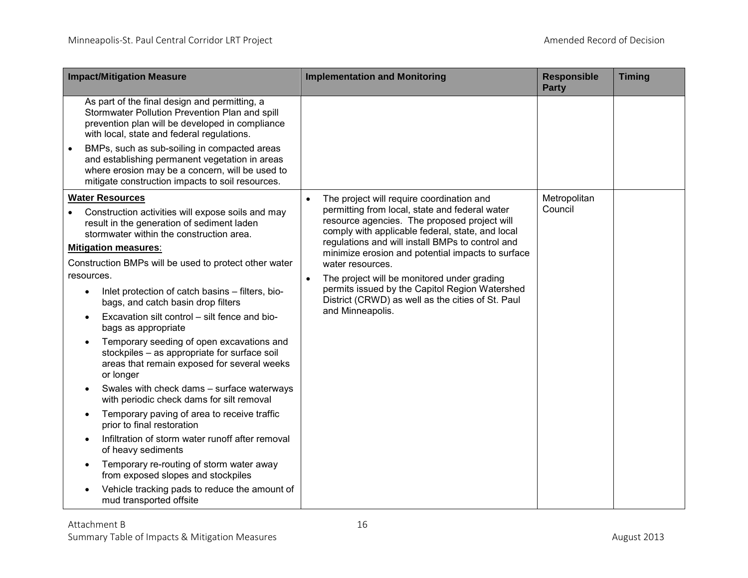| Impact/Mitigation Measure | Implementation and Monitoring | Responsible Party | Timing |
|---|---|---|---|
| As part of the final design and permitting, a Stormwater Pollution Prevention Plan and spill prevention plan will be developed in compliance with local, state and federal regulations.<br>• BMPs, such as sub-soiling in compacted areas and establishing permanent vegetation in areas where erosion may be a concern, will be used to mitigate construction impacts to soil resources. | | | |
| **Water Resources**<br>• Construction activities will expose soils and may result in the generation of sediment laden stormwater within the construction area.<br>**Mitigation measures**:<br>Construction BMPs will be used to protect other water resources.<br>• Inlet protection of catch basins – filters, bio-bags, and catch basin drop filters<br>• Excavation silt control – silt fence and bio-bags as appropriate<br>• Temporary seeding of open excavations and stockpiles – as appropriate for surface soil areas that remain exposed for several weeks or longer<br>• Swales with check dams – surface waterways with periodic check dams for silt removal<br>• Temporary paving of area to receive traffic prior to final restoration<br>• Infiltration of storm water runoff after removal of heavy sediments<br>• Temporary re-routing of storm water away from exposed slopes and stockpiles<br>• Vehicle tracking pads to reduce the amount of mud transported offsite | • The project will require coordination and permitting from local, state and federal water resource agencies. The proposed project will comply with applicable federal, state, and local regulations and will install BMPs to control and minimize erosion and potential impacts to surface water resources.<br>• The project will be monitored under grading permits issued by the Capitol Region Watershed District (CRWD) as well as the cities of St. Paul and Minneapolis. | Metropolitan Council | |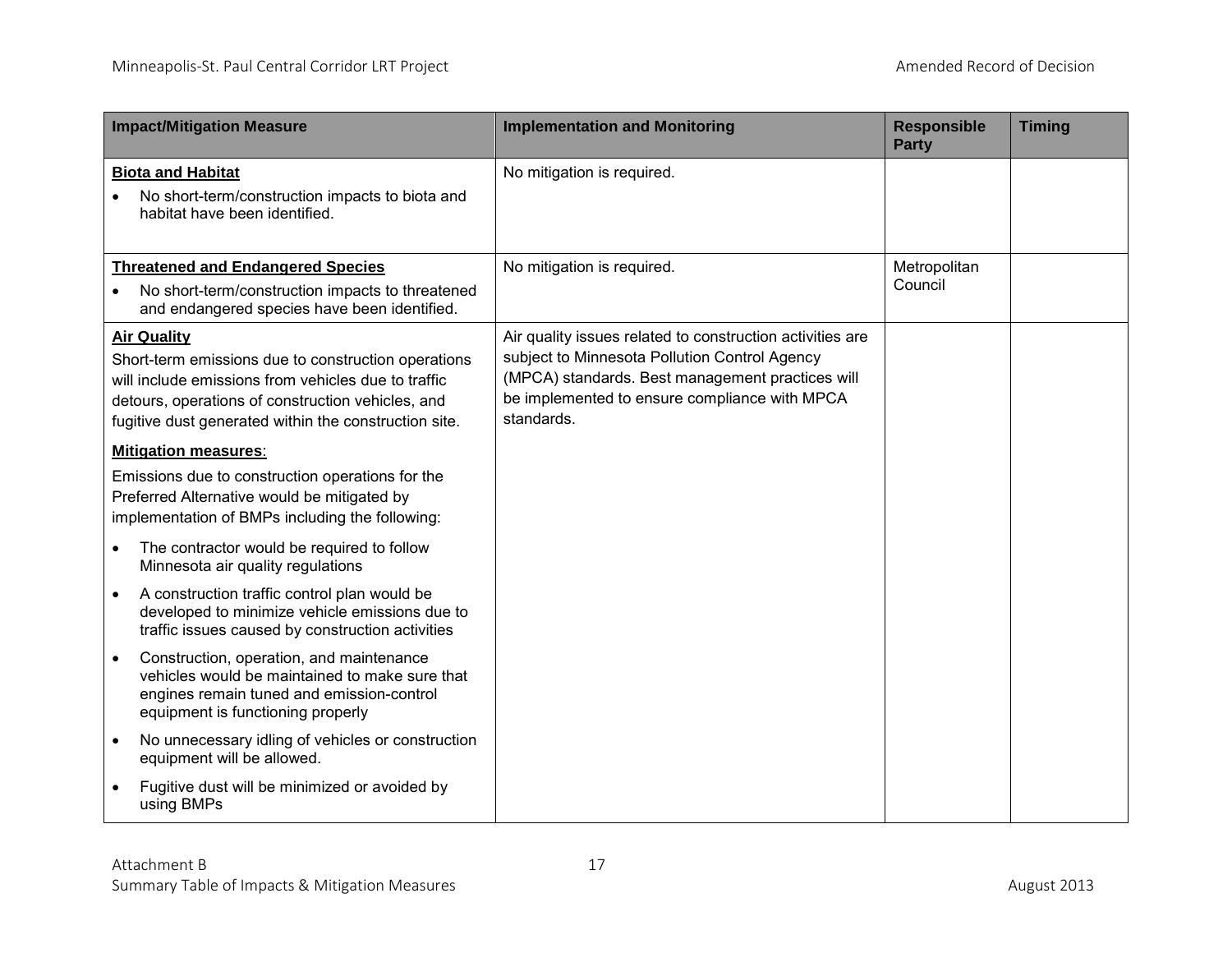| Impact/Mitigation Measure | Implementation and Monitoring | Responsible Party | Timing |
|---|---|---|---|
| **Biota and Habitat**<br>• No short-term/construction impacts to biota and habitat have been identified. | No mitigation is required. | | |
| **Threatened and Endangered Species**<br>• No short-term/construction impacts to threatened and endangered species have been identified. | No mitigation is required. | Metropolitan Council | |
| **Air Quality**<br>Short-term emissions due to construction operations will include emissions from vehicles due to traffic detours, operations of construction vehicles, and fugitive dust generated within the construction site.<br>**Mitigation measures**:<br>Emissions due to construction operations for the Preferred Alternative would be mitigated by implementation of BMPs including the following:<br>• The contractor would be required to follow Minnesota air quality regulations<br>• A construction traffic control plan would be developed to minimize vehicle emissions due to traffic issues caused by construction activities<br>• Construction, operation, and maintenance vehicles would be maintained to make sure that engines remain tuned and emission-control equipment is functioning properly<br>• No unnecessary idling of vehicles or construction equipment will be allowed.<br>• Fugitive dust will be minimized or avoided by using BMPs | Air quality issues related to construction activities are subject to Minnesota Pollution Control Agency (MPCA) standards. Best management practices will be implemented to ensure compliance with MPCA standards. | | |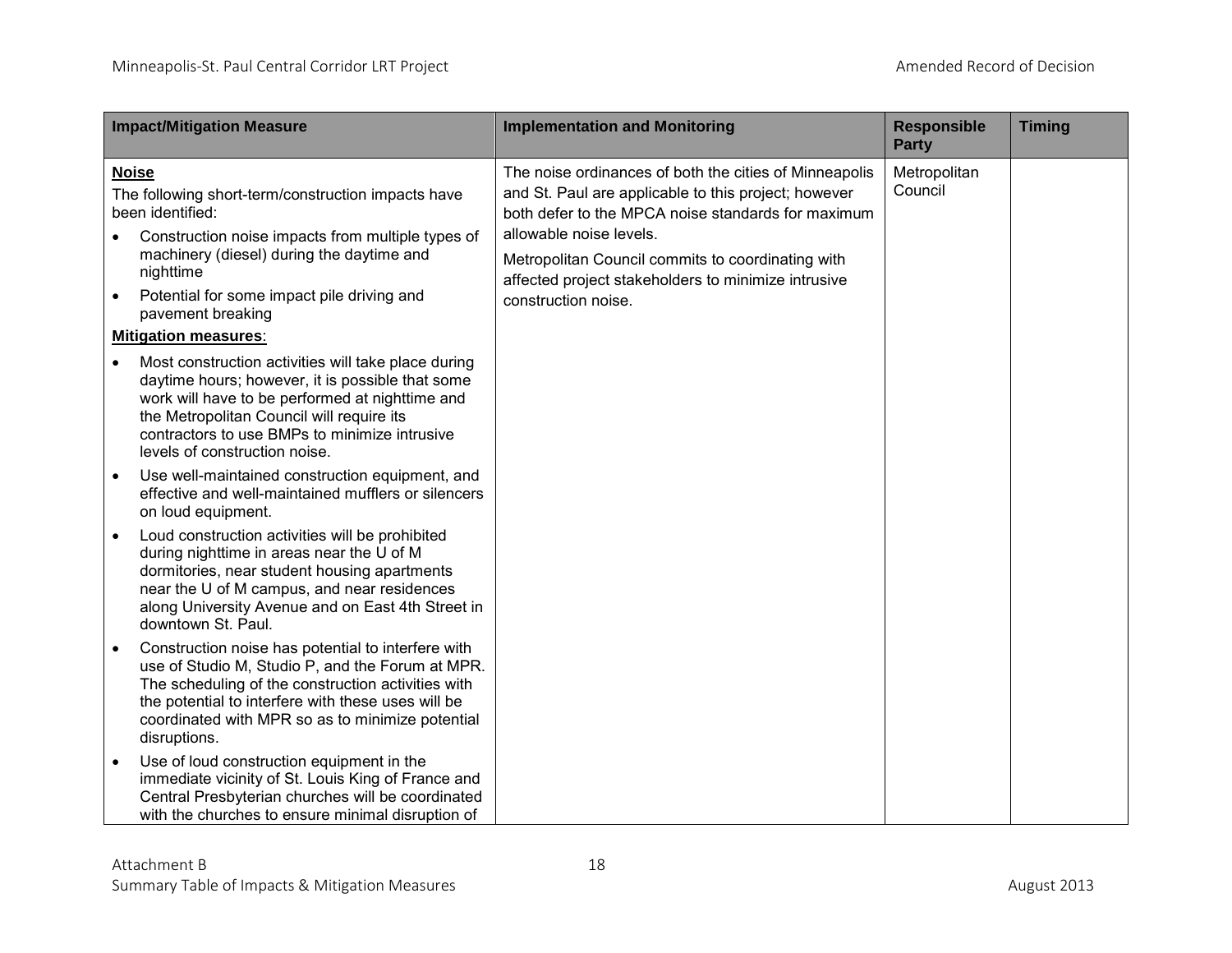| Impact/Mitigation Measure | Implementation and Monitoring | Responsible Party | Timing |
|---|---|---|---|
| **Noise**<br>The following short-term/construction impacts have been identified:<br>• Construction noise impacts from multiple types of machinery (diesel) during the daytime and nighttime<br>• Potential for some impact pile driving and pavement breaking<br>**Mitigation measures**:<br>• Most construction activities will take place during daytime hours; however, it is possible that some work will have to be performed at nighttime and the Metropolitan Council will require its contractors to use BMPs to minimize intrusive levels of construction noise.<br>• Use well-maintained construction equipment, and effective and well-maintained mufflers or silencers on loud equipment.<br>• Loud construction activities will be prohibited during nighttime in areas near the U of M dormitories, near student housing apartments near the U of M campus, and near residences along University Avenue and on East 4th Street in downtown St. Paul.<br>• Construction noise has potential to interfere with use of Studio M, Studio P, and the Forum at MPR. The scheduling of the construction activities with the potential to interfere with these uses will be coordinated with MPR so as to minimize potential disruptions.<br>• Use of loud construction equipment in the immediate vicinity of St. Louis King of France and Central Presbyterian churches will be coordinated with the churches to ensure minimal disruption of | The noise ordinances of both the cities of Minneapolis and St. Paul are applicable to this project; however both defer to the MPCA noise standards for maximum allowable noise levels.<br>Metropolitan Council commits to coordinating with affected project stakeholders to minimize intrusive construction noise. | Metropolitan Council | |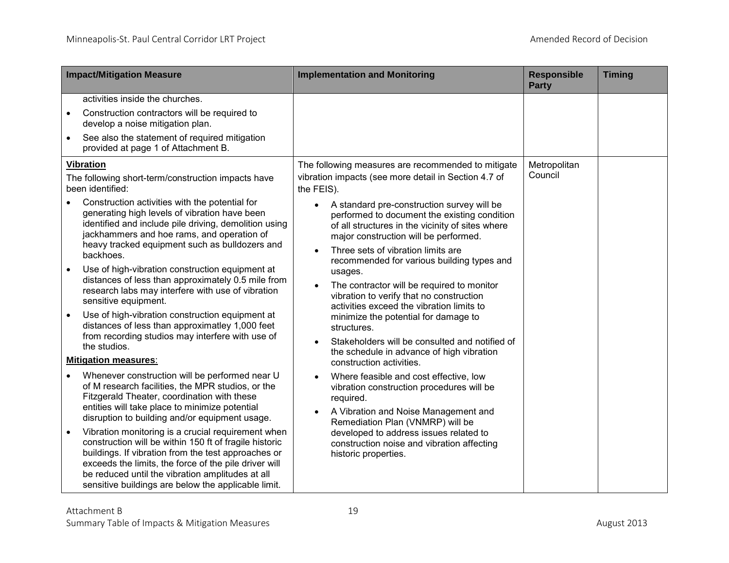| Impact/Mitigation Measure | Implementation and Monitoring | Responsible Party | Timing |
|---|---|---|---|
| activities inside the churches.<br>• Construction contractors will be required to develop a noise mitigation plan.<br>• See also the statement of required mitigation provided at page 1 of Attachment B. | | | |
| **Vibration**<br>The following short-term/construction impacts have been identified:<br>• Construction activities with the potential for generating high levels of vibration have been identified and include pile driving, demolition using jackhammers and hoe rams, and operation of heavy tracked equipment such as bulldozers and backhoes.<br>• Use of high-vibration construction equipment at distances of less than approximately 0.5 mile from research labs may interfere with use of vibration sensitive equipment.<br>• Use of high-vibration construction equipment at distances of less than approximatley 1,000 feet from recording studios may interfere with use of the studios.<br>**Mitigation measures**:<br>• Whenever construction will be performed near U of M research facilities, the MPR studios, or the Fitzgerald Theater, coordination with these entities will take place to minimize potential disruption to building and/or equipment usage.<br>• Vibration monitoring is a crucial requirement when construction will be within 150 ft of fragile historic buildings. If vibration from the test approaches or exceeds the limits, the force of the pile driver will be reduced until the vibration amplitudes at all sensitive buildings are below the applicable limit. | The following measures are recommended to mitigate vibration impacts (see more detail in Section 4.7 of the FEIS).<br>• A standard pre-construction survey will be performed to document the existing condition of all structures in the vicinity of sites where major construction will be performed.<br>• Three sets of vibration limits are recommended for various building types and usages.<br>• The contractor will be required to monitor vibration to verify that no construction activities exceed the vibration limits to minimize the potential for damage to structures.<br>• Stakeholders will be consulted and notified of the schedule in advance of high vibration construction activities.<br>• Where feasible and cost effective, low vibration construction procedures will be required.<br>• A Vibration and Noise Management and Remediation Plan (VNMRP) will be developed to address issues related to construction noise and vibration affecting historic properties. | Metropolitan Council | |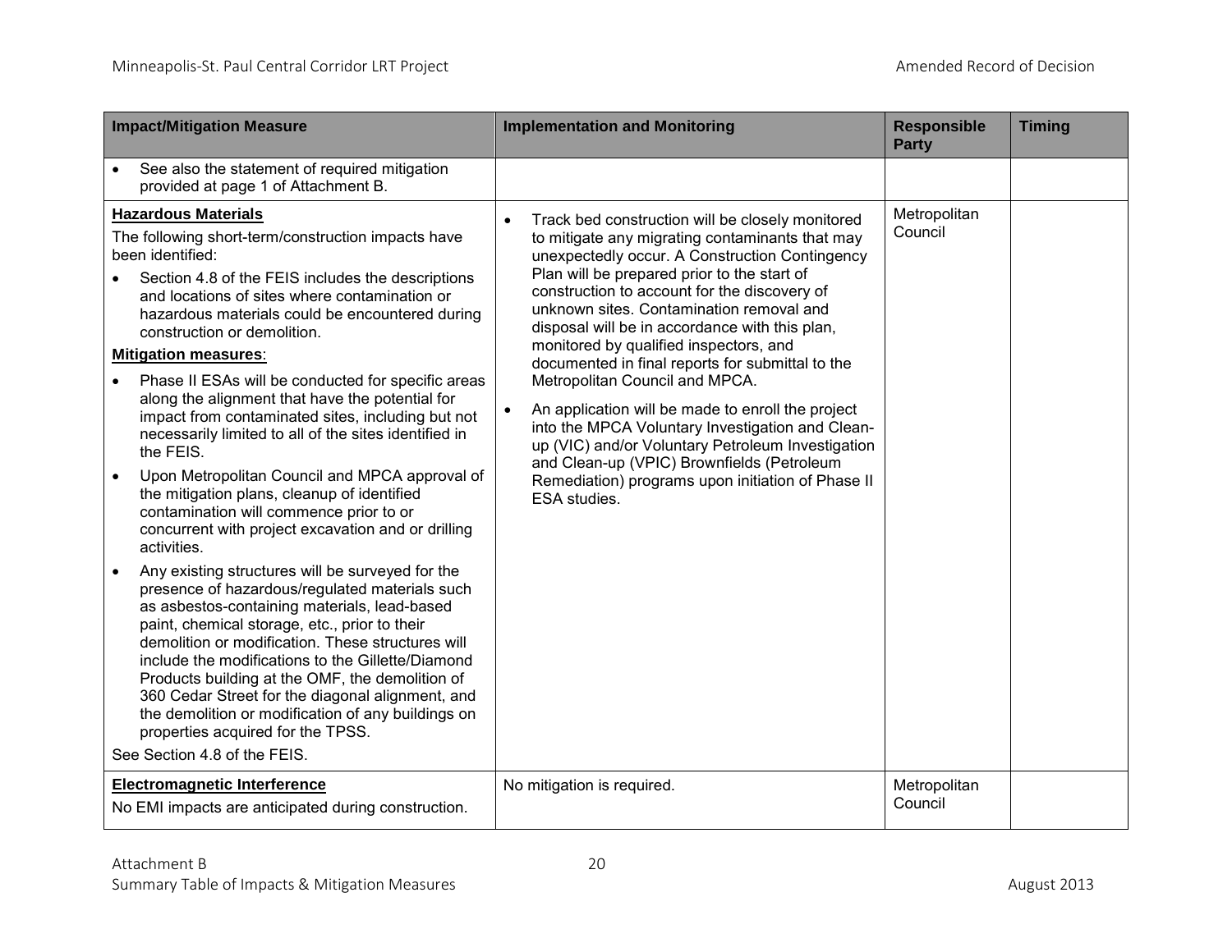| Impact/Mitigation Measure | Implementation and Monitoring | Responsible Party | Timing |
|---|---|---|---|
| • See also the statement of required mitigation provided at page 1 of Attachment B. | | | |
| **Hazardous Materials**<br>The following short-term/construction impacts have been identified:<br>• Section 4.8 of the FEIS includes the descriptions and locations of sites where contamination or hazardous materials could be encountered during construction or demolition.<br>**Mitigation measures**:<br>• Phase II ESAs will be conducted for specific areas along the alignment that have the potential for impact from contaminated sites, including but not necessarily limited to all of the sites identified in the FEIS.<br>• Upon Metropolitan Council and MPCA approval of the mitigation plans, cleanup of identified contamination will commence prior to or concurrent with project excavation and or drilling activities.<br>• Any existing structures will be surveyed for the presence of hazardous/regulated materials such as asbestos-containing materials, lead-based paint, chemical storage, etc., prior to their demolition or modification. These structures will include the modifications to the Gillette/Diamond Products building at the OMF, the demolition of 360 Cedar Street for the diagonal alignment, and the demolition or modification of any buildings on properties acquired for the TPSS.<br>See Section 4.8 of the FEIS. | • Track bed construction will be closely monitored to mitigate any migrating contaminants that may unexpectedly occur. A Construction Contingency Plan will be prepared prior to the start of construction to account for the discovery of unknown sites. Contamination removal and disposal will be in accordance with this plan, monitored by qualified inspectors, and documented in final reports for submittal to the Metropolitan Council and MPCA.<br>• An application will be made to enroll the project into the MPCA Voluntary Investigation and Clean-up (VIC) and/or Voluntary Petroleum Investigation and Clean-up (VPIC) Brownfields (Petroleum Remediation) programs upon initiation of Phase II ESA studies. | Metropolitan Council | |
| **Electromagnetic Interference**<br>No EMI impacts are anticipated during construction. | No mitigation is required. | Metropolitan Council | |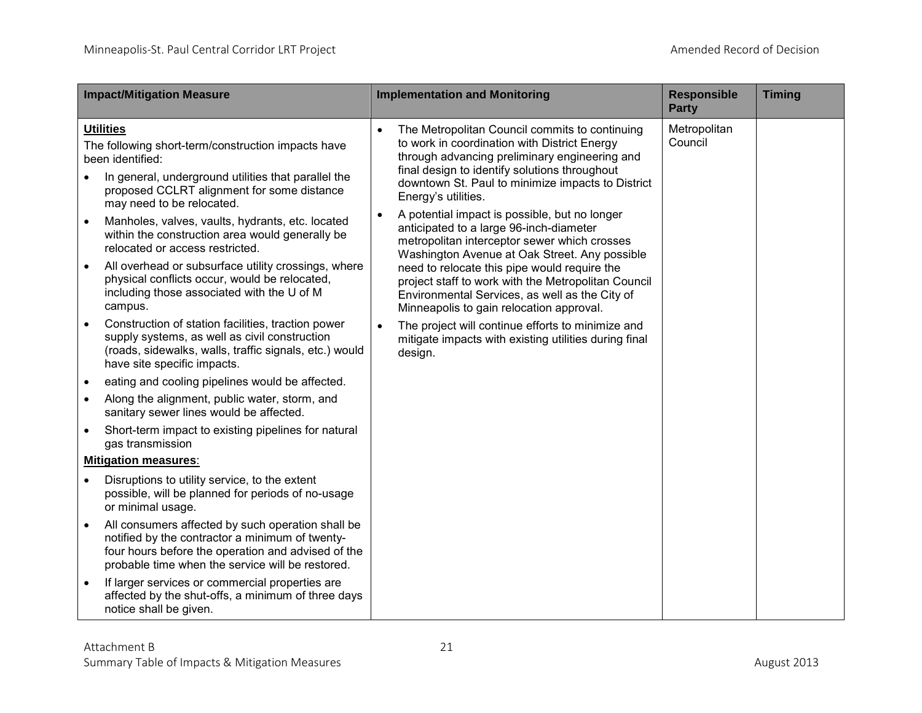| Impact/Mitigation Measure | Implementation and Monitoring | Responsible Party | Timing |
|---|---|---|---|
| **<u>Utilities</u>**<br>The following short-term/construction impacts have been identified:<br>• In general, underground utilities that parallel the proposed CCLRT alignment for some distance may need to be relocated.<br>• Manholes, valves, vaults, hydrants, etc. located within the construction area would generally be relocated or access restricted.<br>• All overhead or subsurface utility crossings, where physical conflicts occur, would be relocated, including those associated with the U of M campus.<br>• Construction of station facilities, traction power supply systems, as well as civil construction (roads, sidewalks, walls, traffic signals, etc.) would have site specific impacts.<br>• eating and cooling pipelines would be affected.<br>• Along the alignment, public water, storm, and sanitary sewer lines would be affected.<br>• Short-term impact to existing pipelines for natural gas transmission<br>**<u>Mitigation measures</u>**:<br>• Disruptions to utility service, to the extent possible, will be planned for periods of no-usage or minimal usage.<br>• All consumers affected by such operation shall be notified by the contractor a minimum of twenty-four hours before the operation and advised of the probable time when the service will be restored.<br>• If larger services or commercial properties are affected by the shut-offs, a minimum of three days notice shall be given. | • The Metropolitan Council commits to continuing to work in coordination with District Energy through advancing preliminary engineering and final design to identify solutions throughout downtown St. Paul to minimize impacts to District Energy's utilities.<br>• A potential impact is possible, but no longer anticipated to a large 96-inch-diameter metropolitan interceptor sewer which crosses Washington Avenue at Oak Street. Any possible need to relocate this pipe would require the project staff to work with the Metropolitan Council Environmental Services, as well as the City of Minneapolis to gain relocation approval.<br>• The project will continue efforts to minimize and mitigate impacts with existing utilities during final design. | Metropolitan Council | |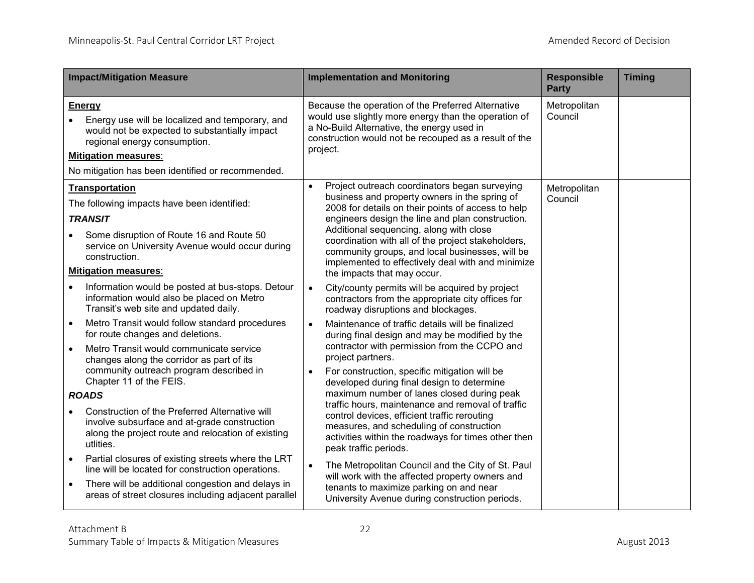| Impact/Mitigation Measure | Implementation and Monitoring | Responsible Party | Timing |
|---|---|---|---|
| **<u>Energy</u>**<br>• Energy use will be localized and temporary, and would not be expected to substantially impact regional energy consumption.<br>**<u>Mitigation measures</u>**:<br>No mitigation has been identified or recommended. | Because the operation of the Preferred Alternative would use slightly more energy than the operation of a No-Build Alternative, the energy used in construction would not be recouped as a result of the project. | Metropolitan Council | |
| **<u>Transportation</u>**<br>The following impacts have been identified:<br>***TRANSIT***<br>• Some disruption of Route 16 and Route 50 service on University Avenue would occur during construction.<br>**<u>Mitigation measures</u>**:<br>• Information would be posted at bus-stops. Detour information would also be placed on Metro Transit's web site and updated daily.<br>• Metro Transit would follow standard procedures for route changes and deletions.<br>• Metro Transit would communicate service changes along the corridor as part of its community outreach program described in Chapter 11 of the FEIS.<br>***ROADS***<br>• Construction of the Preferred Alternative will involve subsurface and at-grade construction along the project route and relocation of existing utlities.<br>• Partial closures of existing streets where the LRT line will be located for construction operations.<br>• There will be additional congestion and delays in areas of street closures including adjacent parallel | • Project outreach coordinators began surveying business and property owners in the spring of 2008 for details on their points of access to help engineers design the line and plan construction. Additional sequencing, along with close coordination with all of the project stakeholders, community groups, and local businesses, will be implemented to effectively deal with and minimize the impacts that may occur.<br>• City/county permits will be acquired by project contractors from the appropriate city offices for roadway disruptions and blockages.<br>• Maintenance of traffic details will be finalized during final design and may be modified by the contractor with permission from the CCPO and project partners.<br>• For construction, specific mitigation will be developed during final design to determine maximum number of lanes closed during peak traffic hours, maintenance and removal of traffic control devices, efficient traffic rerouting measures, and scheduling of construction activities within the roadways for times other then peak traffic periods.<br>• The Metropolitan Council and the City of St. Paul will work with the affected property owners and tenants to maximize parking on and near University Avenue during construction periods. | Metropolitan Council | |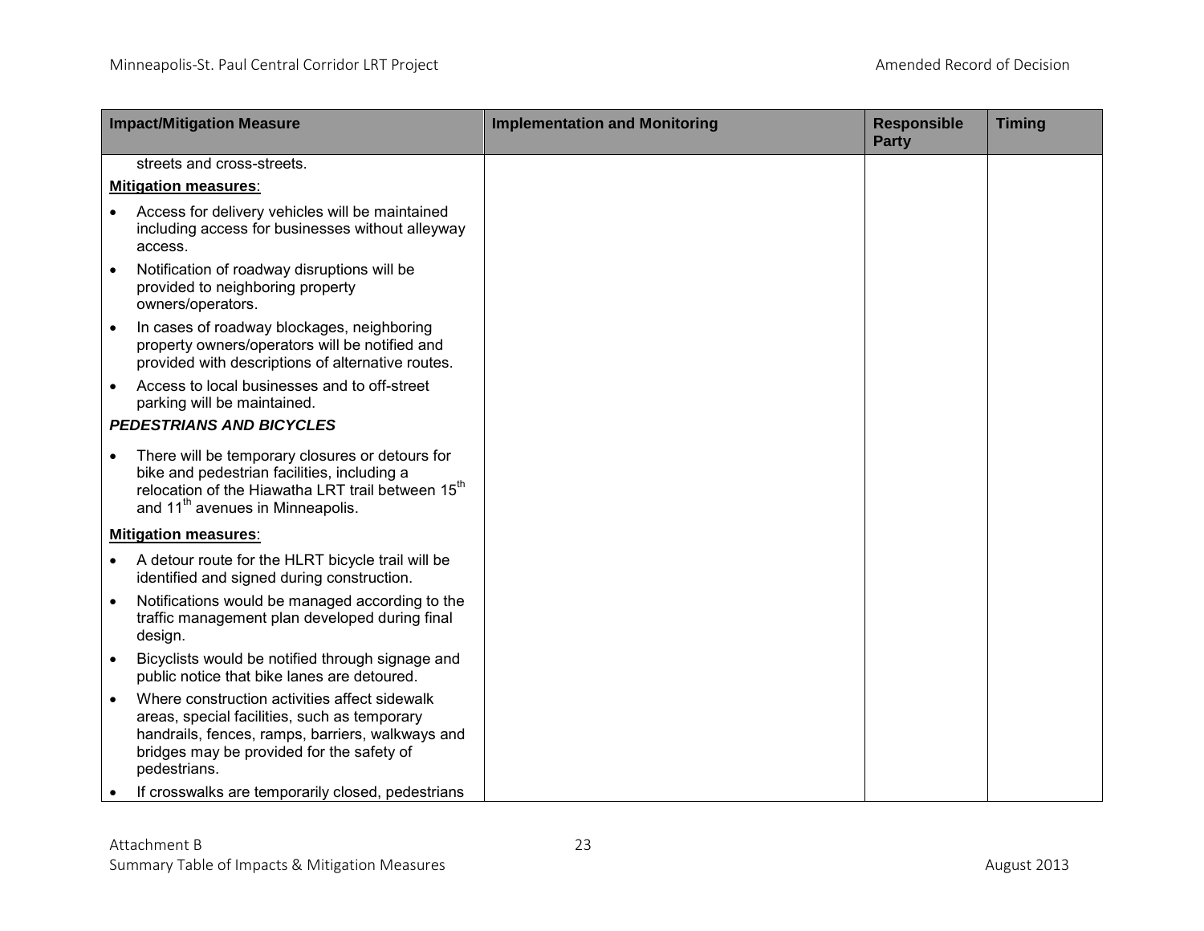| Impact/Mitigation Measure | Implementation and Monitoring | Responsible Party | Timing |
|---|---|---|---|
| streets and cross-streets.<br>**Mitigation measures**:<br>• Access for delivery vehicles will be maintained including access for businesses without alleyway access.<br>• Notification of roadway disruptions will be provided to neighboring property owners/operators.<br>• In cases of roadway blockages, neighboring property owners/operators will be notified and provided with descriptions of alternative routes.<br>• Access to local businesses and to off-street parking will be maintained.<br>***PEDESTRIANS AND BICYCLES***<br>• There will be temporary closures or detours for bike and pedestrian facilities, including a relocation of the Hiawatha LRT trail between 15th and 11th avenues in Minneapolis.<br>**Mitigation measures**:<br>• A detour route for the HLRT bicycle trail will be identified and signed during construction.<br>• Notifications would be managed according to the traffic management plan developed during final design.<br>• Bicyclists would be notified through signage and public notice that bike lanes are detoured.<br>• Where construction activities affect sidewalk areas, special facilities, such as temporary handrails, fences, ramps, barriers, walkways and bridges may be provided for the safety of pedestrians.<br>• If crosswalks are temporarily closed, pedestrians | | | |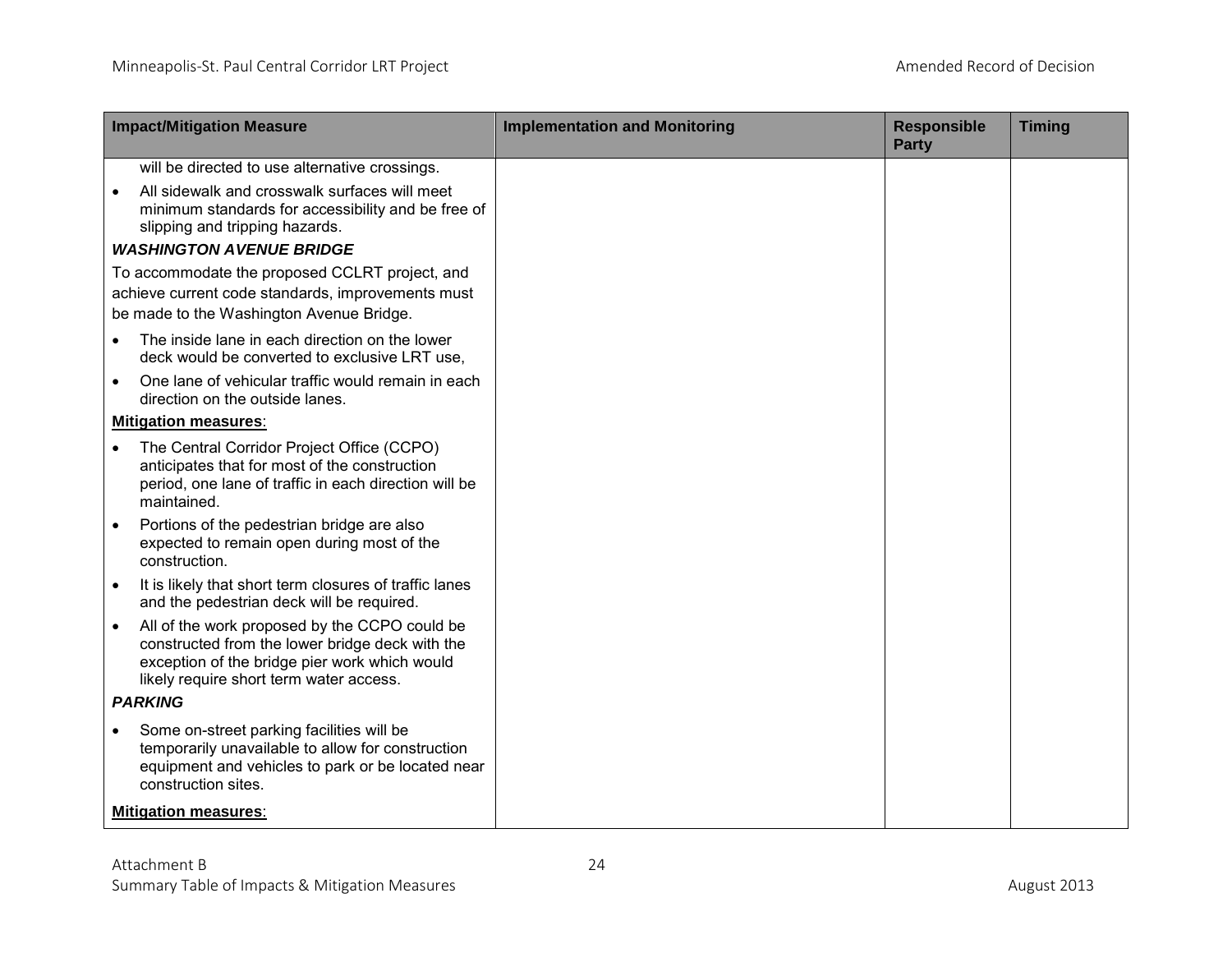| Impact/Mitigation Measure | Implementation and Monitoring | Responsible Party | Timing |
|---|---|---|---|
| will be directed to use alternative crossings.<br>• All sidewalk and crosswalk surfaces will meet minimum standards for accessibility and be free of slipping and tripping hazards.<br>***WASHINGTON AVENUE BRIDGE***<br>To accommodate the proposed CCLRT project, and achieve current code standards, improvements must be made to the Washington Avenue Bridge.<br>• The inside lane in each direction on the lower deck would be converted to exclusive LRT use,<br>• One lane of vehicular traffic would remain in each direction on the outside lanes.<br>**Mitigation measures**:<br>• The Central Corridor Project Office (CCPO) anticipates that for most of the construction period, one lane of traffic in each direction will be maintained.<br>• Portions of the pedestrian bridge are also expected to remain open during most of the construction.<br>• It is likely that short term closures of traffic lanes and the pedestrian deck will be required.<br>• All of the work proposed by the CCPO could be constructed from the lower bridge deck with the exception of the bridge pier work which would likely require short term water access.<br>***PARKING***<br>• Some on-street parking facilities will be temporarily unavailable to allow for construction equipment and vehicles to park or be located near construction sites.<br>**Mitigation measures**: | | | |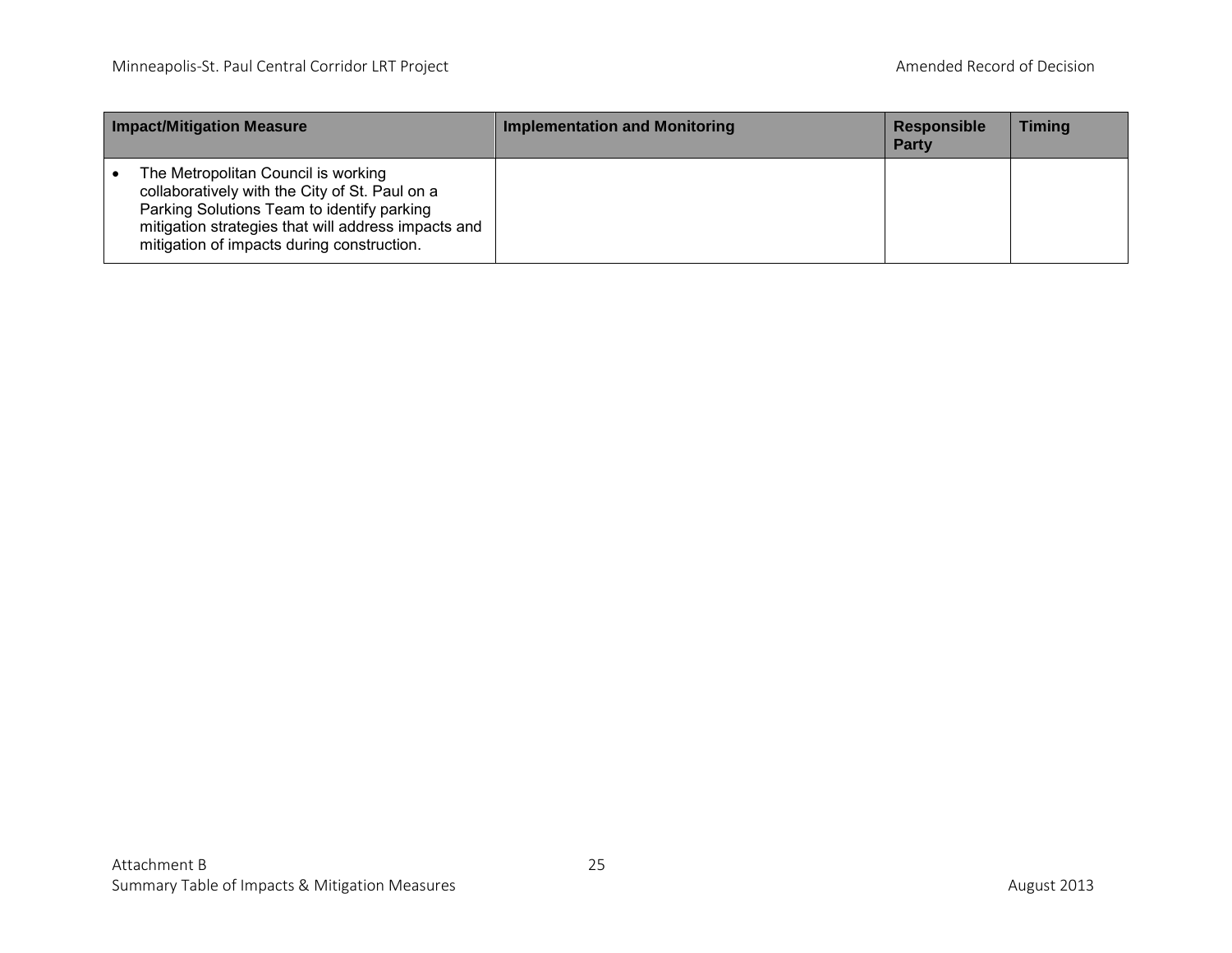| Impact/Mitigation Measure | Implementation and Monitoring | Responsible Party | Timing |
|---|---|---|---|
| • The Metropolitan Council is working collaboratively with the City of St. Paul on a Parking Solutions Team to identify parking mitigation strategies that will address impacts and mitigation of impacts during construction. | | | |